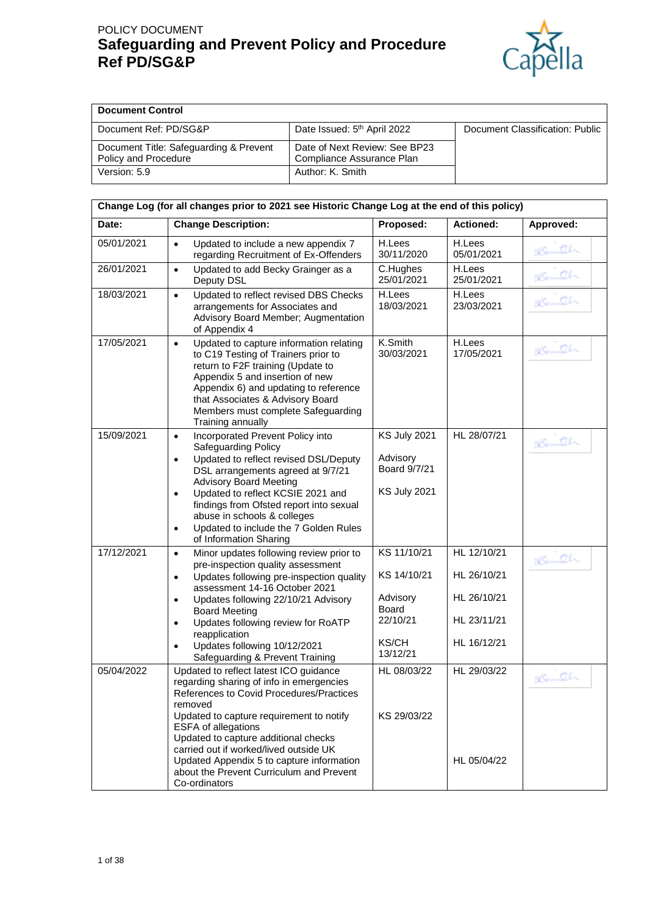POLICY DOCUMENT

# Safeguarding and Prevent Policy and Procedure
# Ref PD/SG&P

Capella

| Document Control | | |
|---|---|---|
| Document Ref: PD/SG&P | Date Issued: 5th April 2022 | Document Classification: Public |
| Document Title: Safeguarding & Prevent Policy and Procedure | Date of Next Review: See BP23 Compliance Assurance Plan | |
| Version: 5.9 | Author: K. Smith | |

| Change Log (for all changes prior to 2021 see Historic Change Log at the end of this policy) | | | | |
|---|---|---|---|---|
| **Date:** | **Change Description:** | **Proposed:** | **Actioned:** | **Approved:** |
| 05/01/2021 | • Updated to include a new appendix 7 regarding Recruitment of Ex-Offenders | H.Lees 30/11/2020 | H.Lees 05/01/2021 | [signature] |
| 26/01/2021 | • Updated to add Becky Grainger as a Deputy DSL | C.Hughes 25/01/2021 | H.Lees 25/01/2021 | [signature] |
| 18/03/2021 | • Updated to reflect revised DBS Checks arrangements for Associates and Advisory Board Member; Augmentation of Appendix 4 | H.Lees 18/03/2021 | H.Lees 23/03/2021 | [signature] |
| 17/05/2021 | • Updated to capture information relating to C19 Testing of Trainers prior to return to F2F training (Update to Appendix 5 and insertion of new Appendix 6) and updating to reference that Associates & Advisory Board Members must complete Safeguarding Training annually | K.Smith 30/03/2021 | H.Lees 17/05/2021 | [signature] |
| 15/09/2021 | • Incorporated Prevent Policy into Safeguarding Policy<br>• Updated to reflect revised DSL/Deputy DSL arrangements agreed at 9/7/21 Advisory Board Meeting<br>• Updated to reflect KCSIE 2021 and findings from Ofsted report into sexual abuse in schools & colleges<br>• Updated to include the 7 Golden Rules of Information Sharing | KS July 2021<br><br>Advisory Board 9/7/21<br><br>KS July 2021 | HL 28/07/21 | [signature] |
| 17/12/2021 | • Minor updates following review prior to pre-inspection quality assessment<br>• Updates following pre-inspection quality assessment 14-16 October 2021<br>• Updates following 22/10/21 Advisory Board Meeting<br>• Updates following review for RoATP reapplication<br>• Updates following 10/12/2021 Safeguarding & Prevent Training | KS 11/10/21<br><br>KS 14/10/21<br><br>Advisory Board 22/10/21<br><br>KS/CH 13/12/21 | HL 12/10/21<br><br>HL 26/10/21<br><br>HL 26/10/21<br><br>HL 23/11/21<br><br>HL 16/12/21 | [signature] |
| 05/04/2022 | Updated to reflect latest ICO guidance regarding sharing of info in emergencies<br>References to Covid Procedures/Practices removed<br>Updated to capture requirement to notify ESFA of allegations<br>Updated to capture additional checks carried out if worked/lived outside UK<br>Updated Appendix 5 to capture information about the Prevent Curriculum and Prevent Co-ordinators | HL 08/03/22<br><br>KS 29/03/22 | HL 29/03/22<br><br>HL 05/04/22 | [signature] |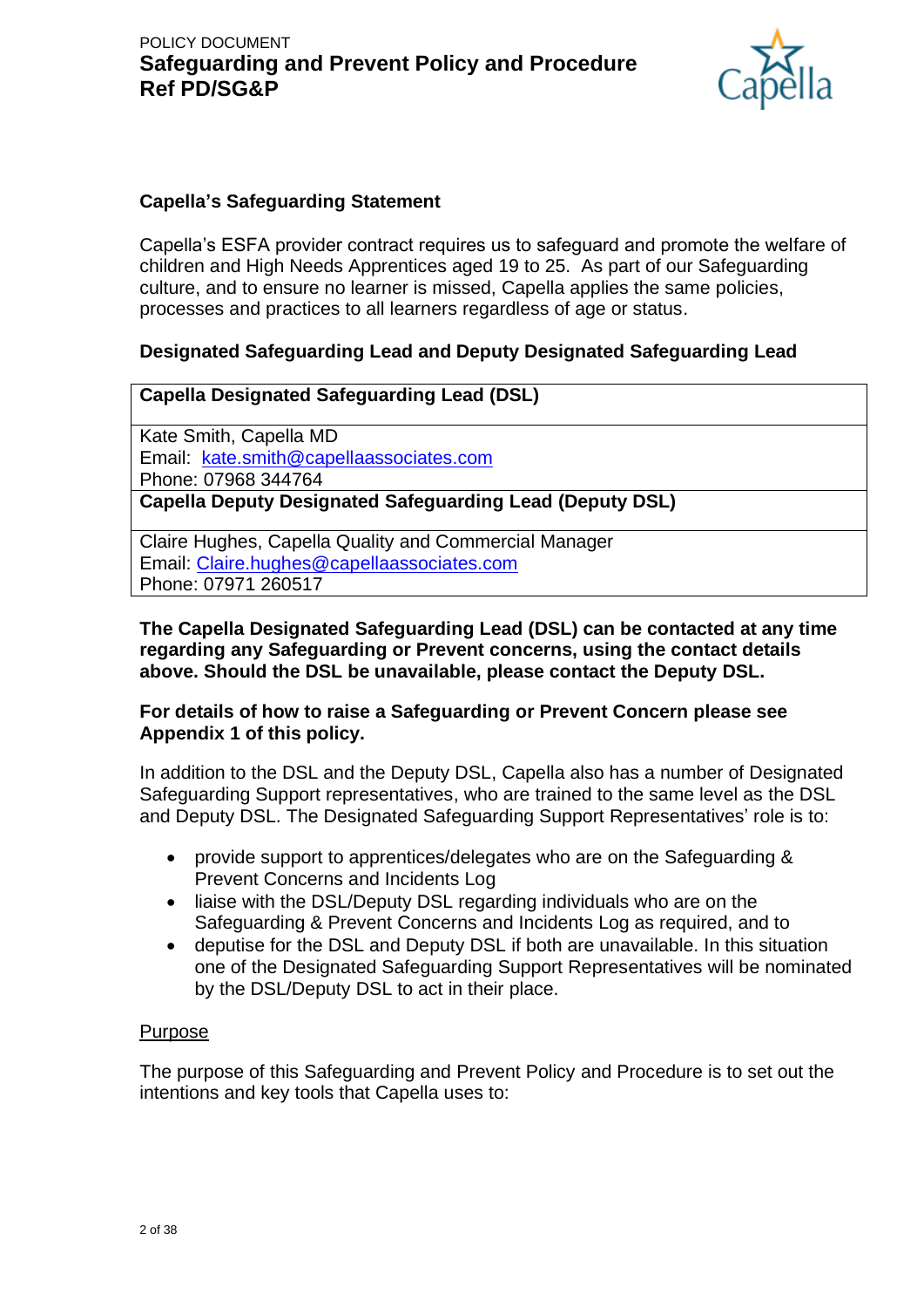**Capella's Safeguarding Statement**

Capella's ESFA provider contract requires us to safeguard and promote the welfare of children and High Needs Apprentices aged 19 to 25. As part of our Safeguarding culture, and to ensure no learner is missed, Capella applies the same policies, processes and practices to all learners regardless of age or status.

**Designated Safeguarding Lead and Deputy Designated Safeguarding Lead**

| **Capella Designated Safeguarding Lead (DSL)** |
|---|
| Kate Smith, Capella MD<br>Email: kate.smith@capellaassociates.com<br>Phone: 07968 344764 |
| **Capella Deputy Designated Safeguarding Lead (Deputy DSL)** |
| Claire Hughes, Capella Quality and Commercial Manager<br>Email: Claire.hughes@capellaassociates.com<br>Phone: 07971 260517 |

**The Capella Designated Safeguarding Lead (DSL) can be contacted at any time regarding any Safeguarding or Prevent concerns, using the contact details above. Should the DSL be unavailable, please contact the Deputy DSL.**

**For details of how to raise a Safeguarding or Prevent Concern please see Appendix 1 of this policy.**

In addition to the DSL and the Deputy DSL, Capella also has a number of Designated Safeguarding Support representatives, who are trained to the same level as the DSL and Deputy DSL. The Designated Safeguarding Support Representatives' role is to:

- provide support to apprentices/delegates who are on the Safeguarding & Prevent Concerns and Incidents Log
- liaise with the DSL/Deputy DSL regarding individuals who are on the Safeguarding & Prevent Concerns and Incidents Log as required, and to
- deputise for the DSL and Deputy DSL if both are unavailable. In this situation one of the Designated Safeguarding Support Representatives will be nominated by the DSL/Deputy DSL to act in their place.

Purpose

The purpose of this Safeguarding and Prevent Policy and Procedure is to set out the intentions and key tools that Capella uses to: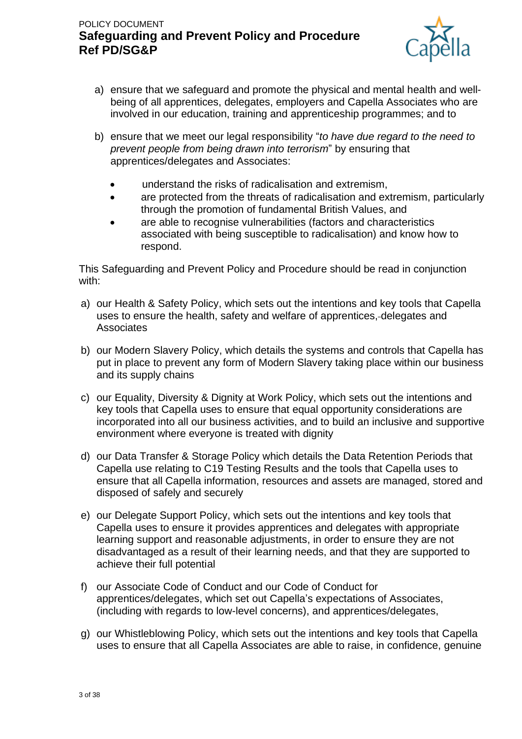a) ensure that we safeguard and promote the physical and mental health and well-being of all apprentices, delegates, employers and Capella Associates who are involved in our education, training and apprenticeship programmes; and to

b) ensure that we meet our legal responsibility "*to have due regard to the need to prevent people from being drawn into terrorism*" by ensuring that apprentices/delegates and Associates:

- understand the risks of radicalisation and extremism,
- are protected from the threats of radicalisation and extremism, particularly through the promotion of fundamental British Values, and
- are able to recognise vulnerabilities (factors and characteristics associated with being susceptible to radicalisation) and know how to respond.

This Safeguarding and Prevent Policy and Procedure should be read in conjunction with:

a) our Health & Safety Policy, which sets out the intentions and key tools that Capella uses to ensure the health, safety and welfare of apprentices, delegates and Associates

b) our Modern Slavery Policy, which details the systems and controls that Capella has put in place to prevent any form of Modern Slavery taking place within our business and its supply chains

c) our Equality, Diversity & Dignity at Work Policy, which sets out the intentions and key tools that Capella uses to ensure that equal opportunity considerations are incorporated into all our business activities, and to build an inclusive and supportive environment where everyone is treated with dignity

d) our Data Transfer & Storage Policy which details the Data Retention Periods that Capella use relating to C19 Testing Results and the tools that Capella uses to ensure that all Capella information, resources and assets are managed, stored and disposed of safely and securely

e) our Delegate Support Policy, which sets out the intentions and key tools that Capella uses to ensure it provides apprentices and delegates with appropriate learning support and reasonable adjustments, in order to ensure they are not disadvantaged as a result of their learning needs, and that they are supported to achieve their full potential

f) our Associate Code of Conduct and our Code of Conduct for apprentices/delegates, which set out Capella's expectations of Associates, (including with regards to low-level concerns), and apprentices/delegates,

g) our Whistleblowing Policy, which sets out the intentions and key tools that Capella uses to ensure that all Capella Associates are able to raise, in confidence, genuine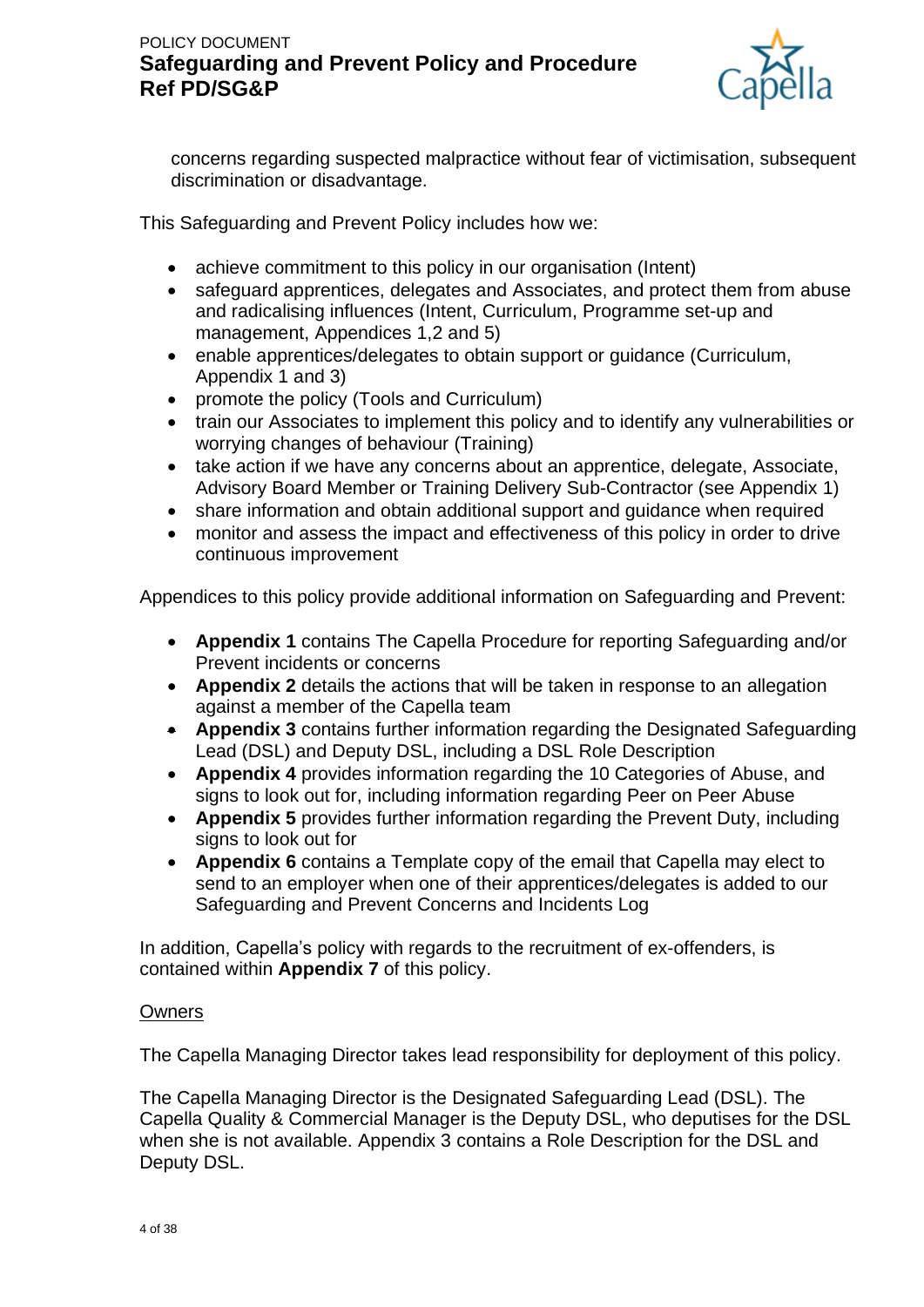concerns regarding suspected malpractice without fear of victimisation, subsequent discrimination or disadvantage.

This Safeguarding and Prevent Policy includes how we:

- achieve commitment to this policy in our organisation (Intent)
- safeguard apprentices, delegates and Associates, and protect them from abuse and radicalising influences (Intent, Curriculum, Programme set-up and management, Appendices 1,2 and 5)
- enable apprentices/delegates to obtain support or guidance (Curriculum, Appendix 1 and 3)
- promote the policy (Tools and Curriculum)
- train our Associates to implement this policy and to identify any vulnerabilities or worrying changes of behaviour (Training)
- take action if we have any concerns about an apprentice, delegate, Associate, Advisory Board Member or Training Delivery Sub-Contractor (see Appendix 1)
- share information and obtain additional support and guidance when required
- monitor and assess the impact and effectiveness of this policy in order to drive continuous improvement

Appendices to this policy provide additional information on Safeguarding and Prevent:

- **Appendix 1** contains The Capella Procedure for reporting Safeguarding and/or Prevent incidents or concerns
- **Appendix 2** details the actions that will be taken in response to an allegation against a member of the Capella team
- **Appendix 3** contains further information regarding the Designated Safeguarding Lead (DSL) and Deputy DSL, including a DSL Role Description
- **Appendix 4** provides information regarding the 10 Categories of Abuse, and signs to look out for, including information regarding Peer on Peer Abuse
- **Appendix 5** provides further information regarding the Prevent Duty, including signs to look out for
- **Appendix 6** contains a Template copy of the email that Capella may elect to send to an employer when one of their apprentices/delegates is added to our Safeguarding and Prevent Concerns and Incidents Log

In addition, Capella's policy with regards to the recruitment of ex-offenders, is contained within **Appendix 7** of this policy.

<u>Owners</u>

The Capella Managing Director takes lead responsibility for deployment of this policy.

The Capella Managing Director is the Designated Safeguarding Lead (DSL). The Capella Quality & Commercial Manager is the Deputy DSL, who deputises for the DSL when she is not available. Appendix 3 contains a Role Description for the DSL and Deputy DSL.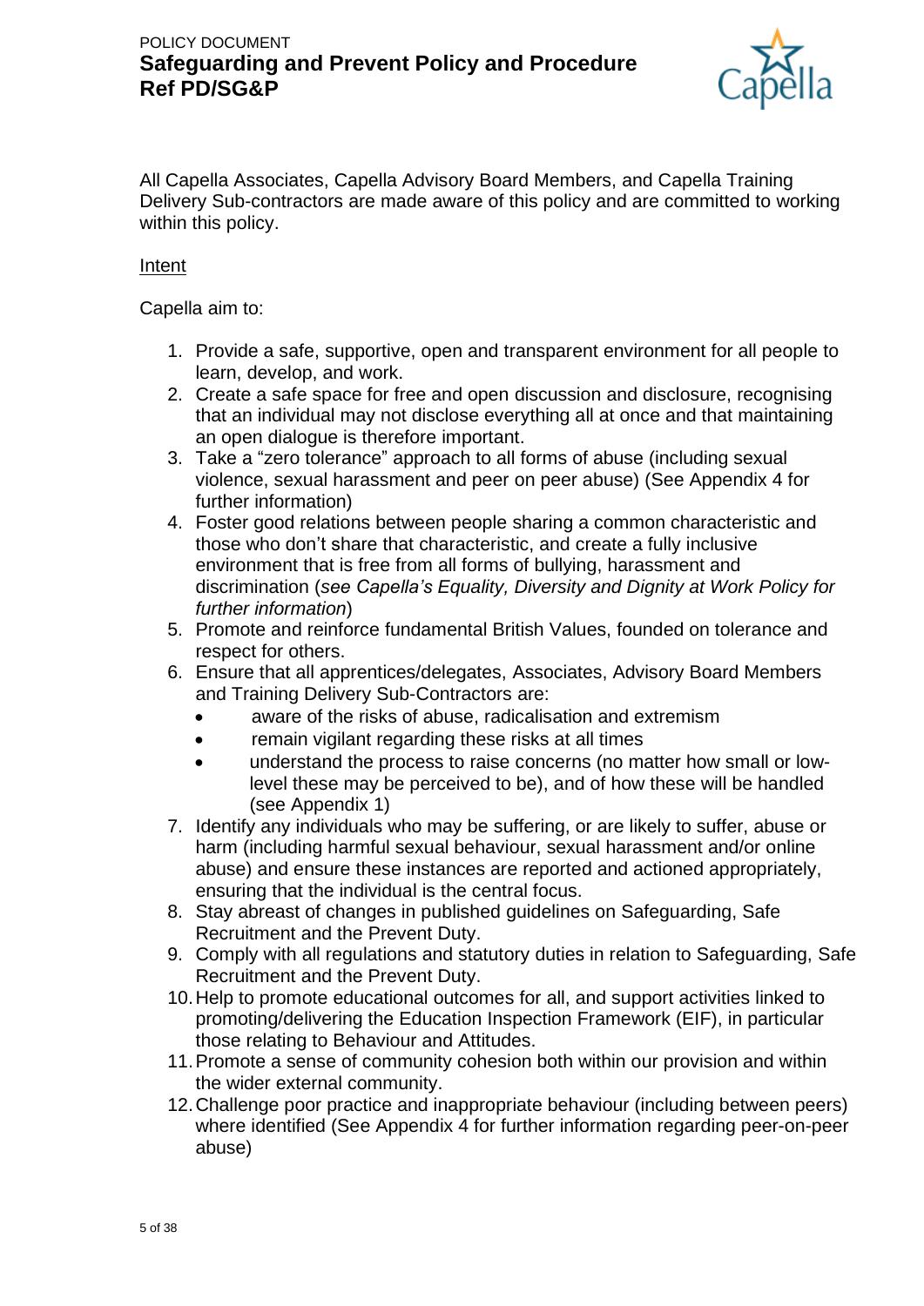All Capella Associates, Capella Advisory Board Members, and Capella Training Delivery Sub-contractors are made aware of this policy and are committed to working within this policy.

Intent

Capella aim to:

1. Provide a safe, supportive, open and transparent environment for all people to learn, develop, and work.
2. Create a safe space for free and open discussion and disclosure, recognising that an individual may not disclose everything all at once and that maintaining an open dialogue is therefore important.
3. Take a "zero tolerance" approach to all forms of abuse (including sexual violence, sexual harassment and peer on peer abuse) (See Appendix 4 for further information)
4. Foster good relations between people sharing a common characteristic and those who don't share that characteristic, and create a fully inclusive environment that is free from all forms of bullying, harassment and discrimination (*see Capella's Equality, Diversity and Dignity at Work Policy for further information*)
5. Promote and reinforce fundamental British Values, founded on tolerance and respect for others.
6. Ensure that all apprentices/delegates, Associates, Advisory Board Members and Training Delivery Sub-Contractors are:
   - aware of the risks of abuse, radicalisation and extremism
   - remain vigilant regarding these risks at all times
   - understand the process to raise concerns (no matter how small or low-level these may be perceived to be), and of how these will be handled (see Appendix 1)
7. Identify any individuals who may be suffering, or are likely to suffer, abuse or harm (including harmful sexual behaviour, sexual harassment and/or online abuse) and ensure these instances are reported and actioned appropriately, ensuring that the individual is the central focus.
8. Stay abreast of changes in published guidelines on Safeguarding, Safe Recruitment and the Prevent Duty.
9. Comply with all regulations and statutory duties in relation to Safeguarding, Safe Recruitment and the Prevent Duty.
10. Help to promote educational outcomes for all, and support activities linked to promoting/delivering the Education Inspection Framework (EIF), in particular those relating to Behaviour and Attitudes.
11. Promote a sense of community cohesion both within our provision and within the wider external community.
12. Challenge poor practice and inappropriate behaviour (including between peers) where identified (See Appendix 4 for further information regarding peer-on-peer abuse)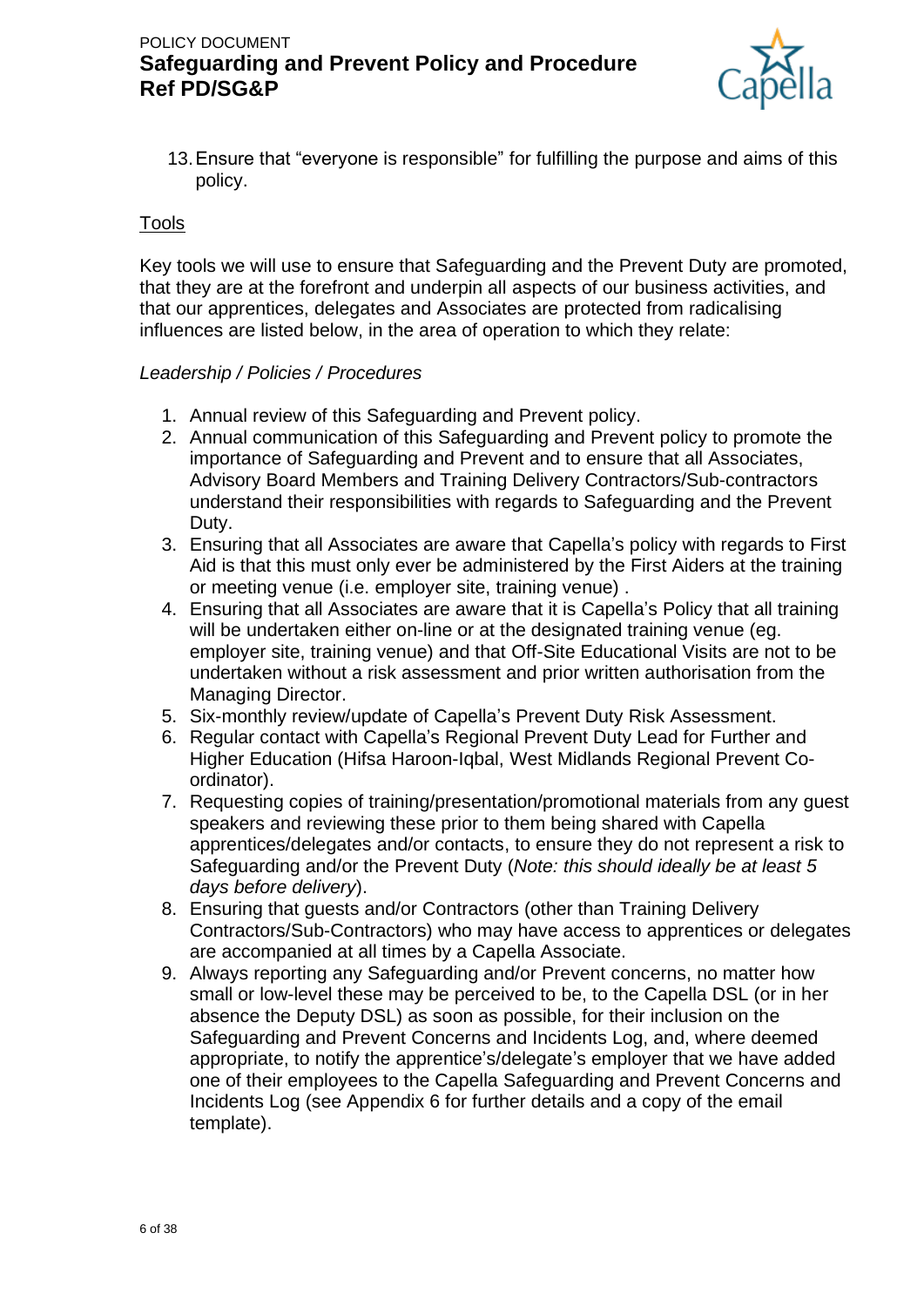13. Ensure that "everyone is responsible" for fulfilling the purpose and aims of this policy.

<u>Tools</u>

Key tools we will use to ensure that Safeguarding and the Prevent Duty are promoted, that they are at the forefront and underpin all aspects of our business activities, and that our apprentices, delegates and Associates are protected from radicalising influences are listed below, in the area of operation to which they relate:

*Leadership / Policies / Procedures*

1. Annual review of this Safeguarding and Prevent policy.
2. Annual communication of this Safeguarding and Prevent policy to promote the importance of Safeguarding and Prevent and to ensure that all Associates, Advisory Board Members and Training Delivery Contractors/Sub-contractors understand their responsibilities with regards to Safeguarding and the Prevent Duty.
3. Ensuring that all Associates are aware that Capella's policy with regards to First Aid is that this must only ever be administered by the First Aiders at the training or meeting venue (i.e. employer site, training venue) .
4. Ensuring that all Associates are aware that it is Capella's Policy that all training will be undertaken either on-line or at the designated training venue (eg. employer site, training venue) and that Off-Site Educational Visits are not to be undertaken without a risk assessment and prior written authorisation from the Managing Director.
5. Six-monthly review/update of Capella's Prevent Duty Risk Assessment.
6. Regular contact with Capella's Regional Prevent Duty Lead for Further and Higher Education (Hifsa Haroon-Iqbal, West Midlands Regional Prevent Co-ordinator).
7. Requesting copies of training/presentation/promotional materials from any guest speakers and reviewing these prior to them being shared with Capella apprentices/delegates and/or contacts, to ensure they do not represent a risk to Safeguarding and/or the Prevent Duty (*Note: this should ideally be at least 5 days before delivery*).
8. Ensuring that guests and/or Contractors (other than Training Delivery Contractors/Sub-Contractors) who may have access to apprentices or delegates are accompanied at all times by a Capella Associate.
9. Always reporting any Safeguarding and/or Prevent concerns, no matter how small or low-level these may be perceived to be, to the Capella DSL (or in her absence the Deputy DSL) as soon as possible, for their inclusion on the Safeguarding and Prevent Concerns and Incidents Log, and, where deemed appropriate, to notify the apprentice's/delegate's employer that we have added one of their employees to the Capella Safeguarding and Prevent Concerns and Incidents Log (see Appendix 6 for further details and a copy of the email template).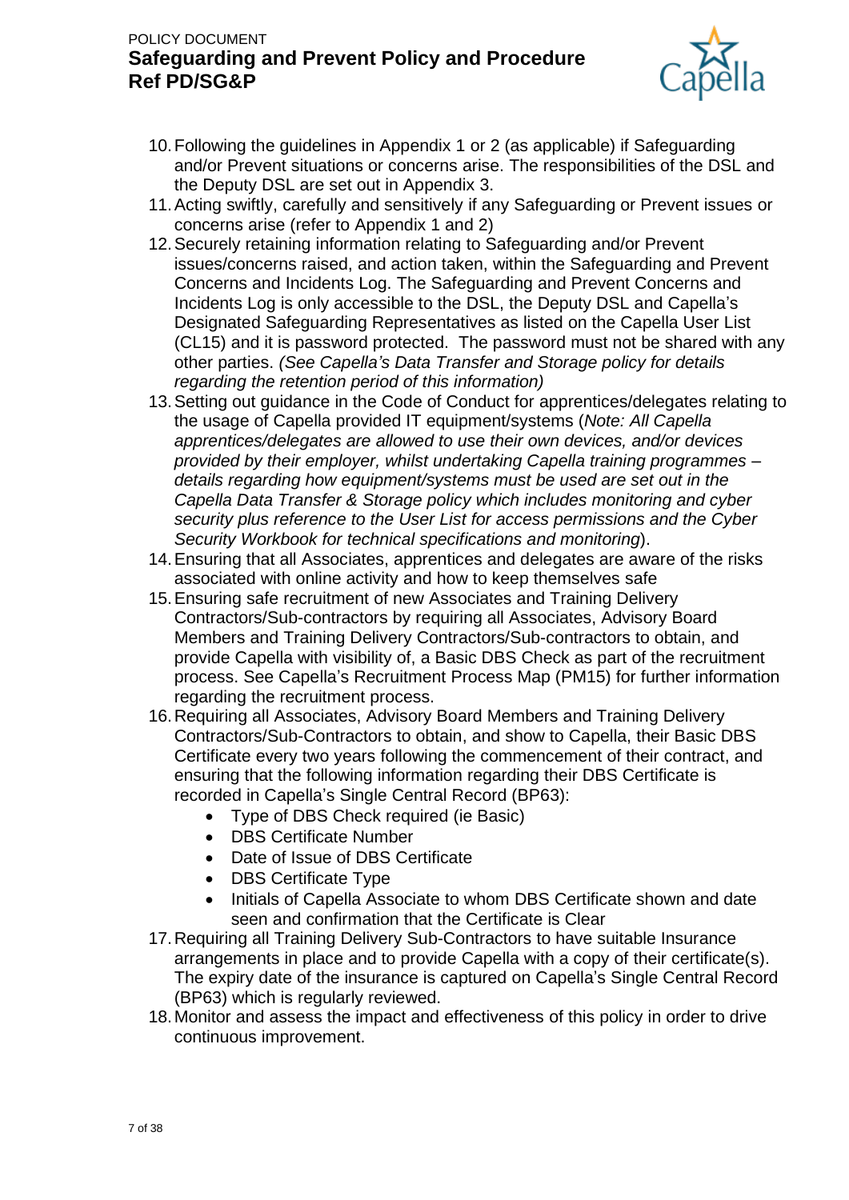10. Following the guidelines in Appendix 1 or 2 (as applicable) if Safeguarding and/or Prevent situations or concerns arise. The responsibilities of the DSL and the Deputy DSL are set out in Appendix 3.
11. Acting swiftly, carefully and sensitively if any Safeguarding or Prevent issues or concerns arise (refer to Appendix 1 and 2)
12. Securely retaining information relating to Safeguarding and/or Prevent issues/concerns raised, and action taken, within the Safeguarding and Prevent Concerns and Incidents Log. The Safeguarding and Prevent Concerns and Incidents Log is only accessible to the DSL, the Deputy DSL and Capella's Designated Safeguarding Representatives as listed on the Capella User List (CL15) and it is password protected. The password must not be shared with any other parties. *(See Capella's Data Transfer and Storage policy for details regarding the retention period of this information)*
13. Setting out guidance in the Code of Conduct for apprentices/delegates relating to the usage of Capella provided IT equipment/systems (*Note: All Capella apprentices/delegates are allowed to use their own devices, and/or devices provided by their employer, whilst undertaking Capella training programmes – details regarding how equipment/systems must be used are set out in the Capella Data Transfer & Storage policy which includes monitoring and cyber security plus reference to the User List for access permissions and the Cyber Security Workbook for technical specifications and monitoring*).
14. Ensuring that all Associates, apprentices and delegates are aware of the risks associated with online activity and how to keep themselves safe
15. Ensuring safe recruitment of new Associates and Training Delivery Contractors/Sub-contractors by requiring all Associates, Advisory Board Members and Training Delivery Contractors/Sub-contractors to obtain, and provide Capella with visibility of, a Basic DBS Check as part of the recruitment process. See Capella's Recruitment Process Map (PM15) for further information regarding the recruitment process.
16. Requiring all Associates, Advisory Board Members and Training Delivery Contractors/Sub-Contractors to obtain, and show to Capella, their Basic DBS Certificate every two years following the commencement of their contract, and ensuring that the following information regarding their DBS Certificate is recorded in Capella's Single Central Record (BP63):
    - Type of DBS Check required (ie Basic)
    - DBS Certificate Number
    - Date of Issue of DBS Certificate
    - DBS Certificate Type
    - Initials of Capella Associate to whom DBS Certificate shown and date seen and confirmation that the Certificate is Clear
17. Requiring all Training Delivery Sub-Contractors to have suitable Insurance arrangements in place and to provide Capella with a copy of their certificate(s). The expiry date of the insurance is captured on Capella's Single Central Record (BP63) which is regularly reviewed.
18. Monitor and assess the impact and effectiveness of this policy in order to drive continuous improvement.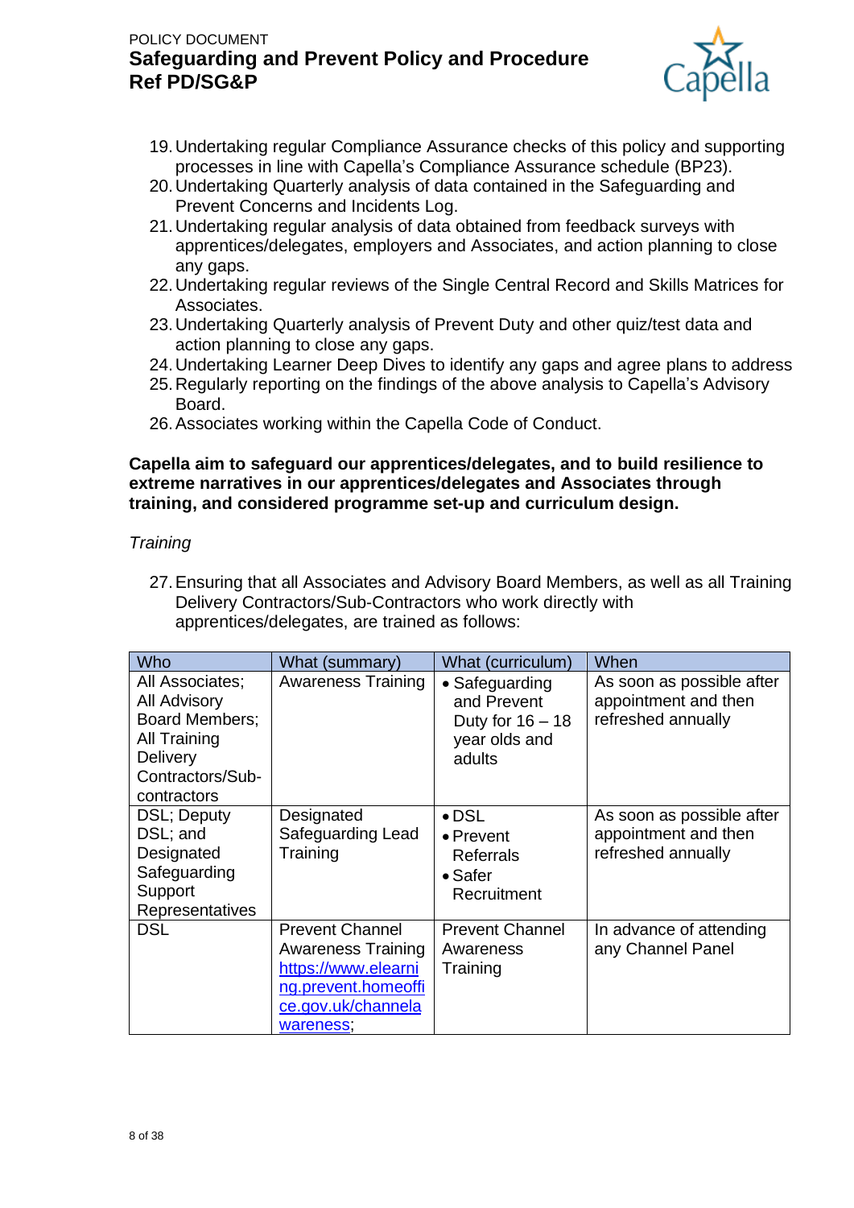19. Undertaking regular Compliance Assurance checks of this policy and supporting processes in line with Capella's Compliance Assurance schedule (BP23).
20. Undertaking Quarterly analysis of data contained in the Safeguarding and Prevent Concerns and Incidents Log.
21. Undertaking regular analysis of data obtained from feedback surveys with apprentices/delegates, employers and Associates, and action planning to close any gaps.
22. Undertaking regular reviews of the Single Central Record and Skills Matrices for Associates.
23. Undertaking Quarterly analysis of Prevent Duty and other quiz/test data and action planning to close any gaps.
24. Undertaking Learner Deep Dives to identify any gaps and agree plans to address
25. Regularly reporting on the findings of the above analysis to Capella's Advisory Board.
26. Associates working within the Capella Code of Conduct.

**Capella aim to safeguard our apprentices/delegates, and to build resilience to extreme narratives in our apprentices/delegates and Associates through training, and considered programme set-up and curriculum design.**

*Training*

27. Ensuring that all Associates and Advisory Board Members, as well as all Training Delivery Contractors/Sub-Contractors who work directly with apprentices/delegates, are trained as follows:

| Who | What (summary) | What (curriculum) | When |
|---|---|---|---|
| All Associates; All Advisory Board Members; All Training Delivery Contractors/Sub-contractors | Awareness Training | • Safeguarding and Prevent Duty for 16 – 18 year olds and adults | As soon as possible after appointment and then refreshed annually |
| DSL; Deputy DSL; and Designated Safeguarding Support Representatives | Designated Safeguarding Lead Training | • DSL<br>• Prevent Referrals<br>• Safer Recruitment | As soon as possible after appointment and then refreshed annually |
| DSL | Prevent Channel Awareness Training https://www.elearning.prevent.homeoffice.gov.uk/channelawareness; | Prevent Channel Awareness Training | In advance of attending any Channel Panel |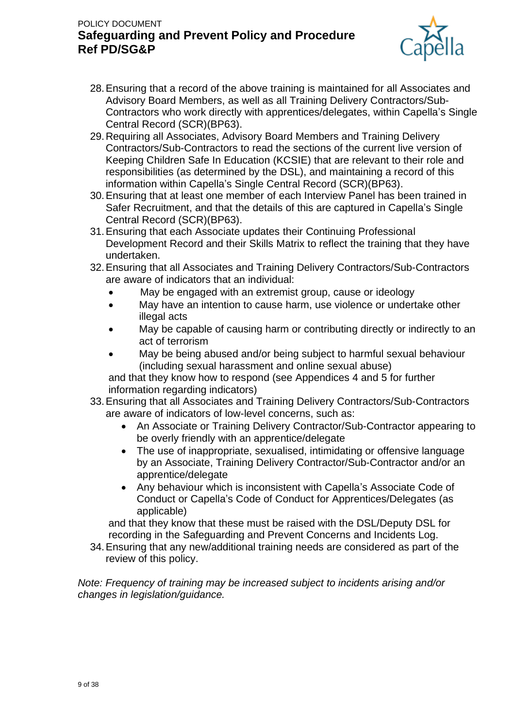28. Ensuring that a record of the above training is maintained for all Associates and Advisory Board Members, as well as all Training Delivery Contractors/Sub-Contractors who work directly with apprentices/delegates, within Capella's Single Central Record (SCR)(BP63).
29. Requiring all Associates, Advisory Board Members and Training Delivery Contractors/Sub-Contractors to read the sections of the current live version of Keeping Children Safe In Education (KCSIE) that are relevant to their role and responsibilities (as determined by the DSL), and maintaining a record of this information within Capella's Single Central Record (SCR)(BP63).
30. Ensuring that at least one member of each Interview Panel has been trained in Safer Recruitment, and that the details of this are captured in Capella's Single Central Record (SCR)(BP63).
31. Ensuring that each Associate updates their Continuing Professional Development Record and their Skills Matrix to reflect the training that they have undertaken.
32. Ensuring that all Associates and Training Delivery Contractors/Sub-Contractors are aware of indicators that an individual:
    - May be engaged with an extremist group, cause or ideology
    - May have an intention to cause harm, use violence or undertake other illegal acts
    - May be capable of causing harm or contributing directly or indirectly to an act of terrorism
    - May be being abused and/or being subject to harmful sexual behaviour (including sexual harassment and online sexual abuse)

    and that they know how to respond (see Appendices 4 and 5 for further information regarding indicators)
33. Ensuring that all Associates and Training Delivery Contractors/Sub-Contractors are aware of indicators of low-level concerns, such as:
    - An Associate or Training Delivery Contractor/Sub-Contractor appearing to be overly friendly with an apprentice/delegate
    - The use of inappropriate, sexualised, intimidating or offensive language by an Associate, Training Delivery Contractor/Sub-Contractor and/or an apprentice/delegate
    - Any behaviour which is inconsistent with Capella's Associate Code of Conduct or Capella's Code of Conduct for Apprentices/Delegates (as applicable)

    and that they know that these must be raised with the DSL/Deputy DSL for recording in the Safeguarding and Prevent Concerns and Incidents Log.
34. Ensuring that any new/additional training needs are considered as part of the review of this policy.

*Note: Frequency of training may be increased subject to incidents arising and/or changes in legislation/guidance.*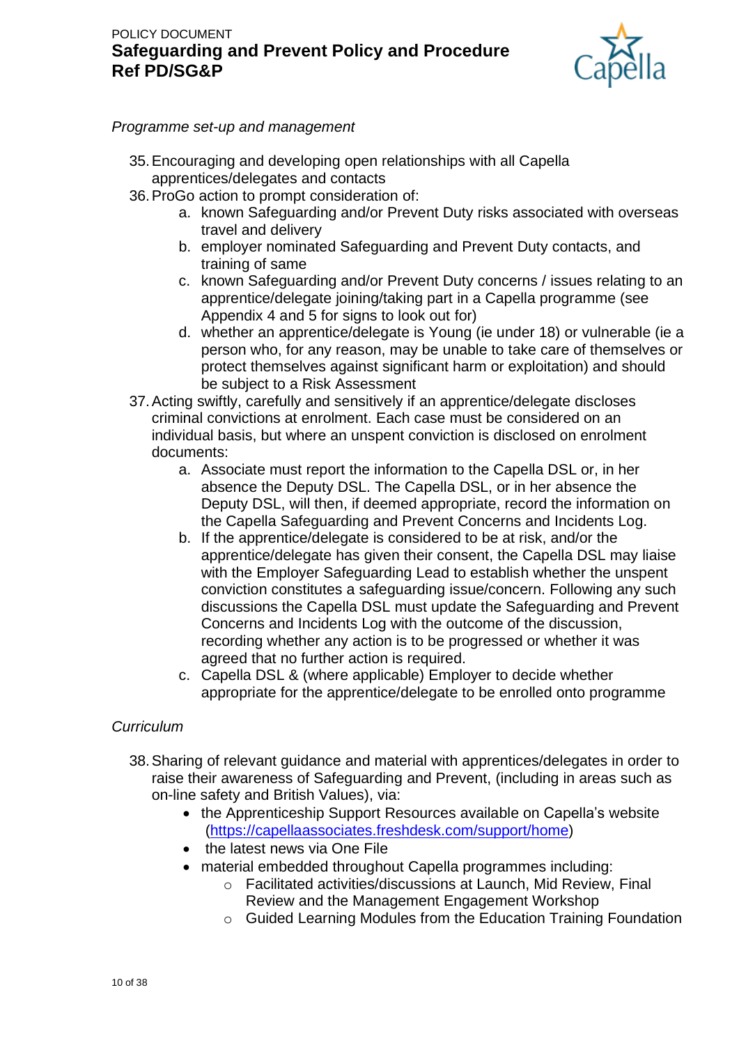*Programme set-up and management*

35. Encouraging and developing open relationships with all Capella apprentices/delegates and contacts
36. ProGo action to prompt consideration of:
    a. known Safeguarding and/or Prevent Duty risks associated with overseas travel and delivery
    b. employer nominated Safeguarding and Prevent Duty contacts, and training of same
    c. known Safeguarding and/or Prevent Duty concerns / issues relating to an apprentice/delegate joining/taking part in a Capella programme (see Appendix 4 and 5 for signs to look out for)
    d. whether an apprentice/delegate is Young (ie under 18) or vulnerable (ie a person who, for any reason, may be unable to take care of themselves or protect themselves against significant harm or exploitation) and should be subject to a Risk Assessment
37. Acting swiftly, carefully and sensitively if an apprentice/delegate discloses criminal convictions at enrolment. Each case must be considered on an individual basis, but where an unspent conviction is disclosed on enrolment documents:
    a. Associate must report the information to the Capella DSL or, in her absence the Deputy DSL. The Capella DSL, or in her absence the Deputy DSL, will then, if deemed appropriate, record the information on the Capella Safeguarding and Prevent Concerns and Incidents Log.
    b. If the apprentice/delegate is considered to be at risk, and/or the apprentice/delegate has given their consent, the Capella DSL may liaise with the Employer Safeguarding Lead to establish whether the unspent conviction constitutes a safeguarding issue/concern. Following any such discussions the Capella DSL must update the Safeguarding and Prevent Concerns and Incidents Log with the outcome of the discussion, recording whether any action is to be progressed or whether it was agreed that no further action is required.
    c. Capella DSL & (where applicable) Employer to decide whether appropriate for the apprentice/delegate to be enrolled onto programme

*Curriculum*

38. Sharing of relevant guidance and material with apprentices/delegates in order to raise their awareness of Safeguarding and Prevent, (including in areas such as on-line safety and British Values), via:
    - the Apprenticeship Support Resources available on Capella's website ([https://capellaassociates.freshdesk.com/support/home](https://capellaassociates.freshdesk.com/support/home))
    - the latest news via One File
    - material embedded throughout Capella programmes including:
        - Facilitated activities/discussions at Launch, Mid Review, Final Review and the Management Engagement Workshop
        - Guided Learning Modules from the Education Training Foundation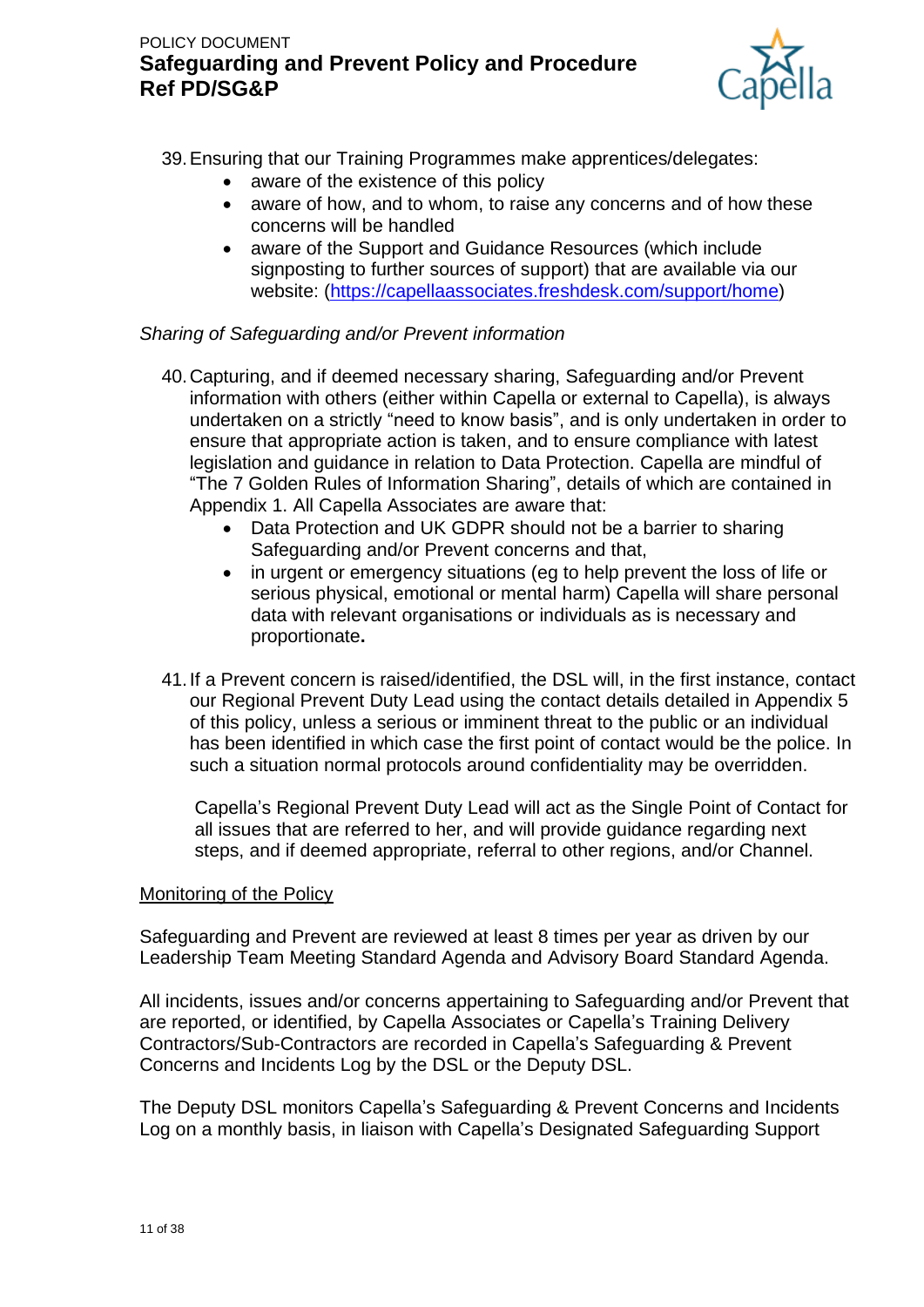39. Ensuring that our Training Programmes make apprentices/delegates:
    - aware of the existence of this policy
    - aware of how, and to whom, to raise any concerns and of how these concerns will be handled
    - aware of the Support and Guidance Resources (which include signposting to further sources of support) that are available via our website: (https://capellaassociates.freshdesk.com/support/home)

*Sharing of Safeguarding and/or Prevent information*

40. Capturing, and if deemed necessary sharing, Safeguarding and/or Prevent information with others (either within Capella or external to Capella), is always undertaken on a strictly "need to know basis", and is only undertaken in order to ensure that appropriate action is taken, and to ensure compliance with latest legislation and guidance in relation to Data Protection. Capella are mindful of "The 7 Golden Rules of Information Sharing", details of which are contained in Appendix 1. All Capella Associates are aware that:
    - Data Protection and UK GDPR should not be a barrier to sharing Safeguarding and/or Prevent concerns and that,
    - in urgent or emergency situations (eg to help prevent the loss of life or serious physical, emotional or mental harm) Capella will share personal data with relevant organisations or individuals as is necessary and proportionate**.**

41. If a Prevent concern is raised/identified, the DSL will, in the first instance, contact our Regional Prevent Duty Lead using the contact details detailed in Appendix 5 of this policy, unless a serious or imminent threat to the public or an individual has been identified in which case the first point of contact would be the police. In such a situation normal protocols around confidentiality may be overridden.

    Capella's Regional Prevent Duty Lead will act as the Single Point of Contact for all issues that are referred to her, and will provide guidance regarding next steps, and if deemed appropriate, referral to other regions, and/or Channel.

## Monitoring of the Policy

Safeguarding and Prevent are reviewed at least 8 times per year as driven by our Leadership Team Meeting Standard Agenda and Advisory Board Standard Agenda.

All incidents, issues and/or concerns appertaining to Safeguarding and/or Prevent that are reported, or identified, by Capella Associates or Capella's Training Delivery Contractors/Sub-Contractors are recorded in Capella's Safeguarding & Prevent Concerns and Incidents Log by the DSL or the Deputy DSL.

The Deputy DSL monitors Capella's Safeguarding & Prevent Concerns and Incidents Log on a monthly basis, in liaison with Capella's Designated Safeguarding Support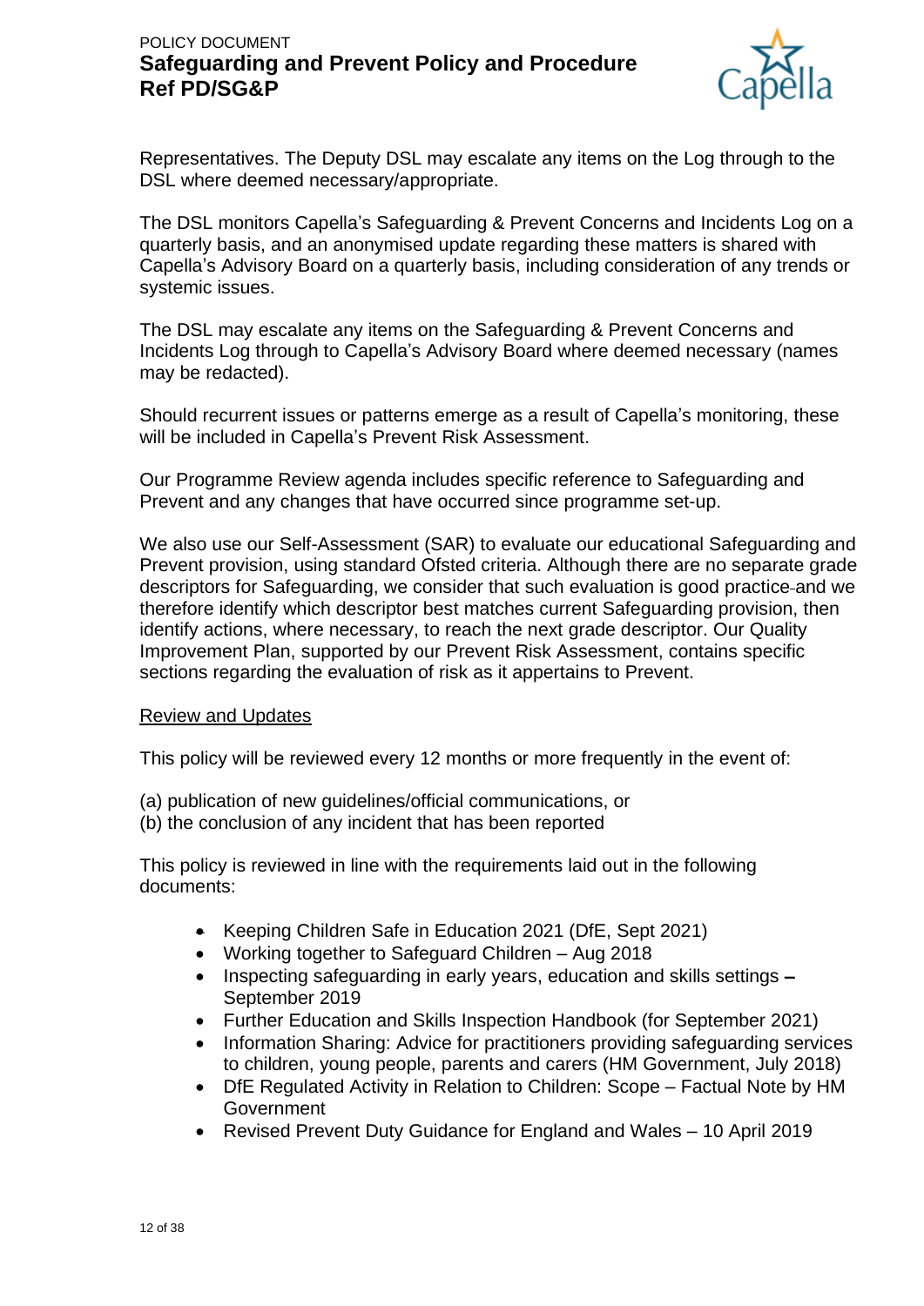Representatives. The Deputy DSL may escalate any items on the Log through to the DSL where deemed necessary/appropriate.

The DSL monitors Capella's Safeguarding & Prevent Concerns and Incidents Log on a quarterly basis, and an anonymised update regarding these matters is shared with Capella's Advisory Board on a quarterly basis, including consideration of any trends or systemic issues.

The DSL may escalate any items on the Safeguarding & Prevent Concerns and Incidents Log through to Capella's Advisory Board where deemed necessary (names may be redacted).

Should recurrent issues or patterns emerge as a result of Capella's monitoring, these will be included in Capella's Prevent Risk Assessment.

Our Programme Review agenda includes specific reference to Safeguarding and Prevent and any changes that have occurred since programme set-up.

We also use our Self-Assessment (SAR) to evaluate our educational Safeguarding and Prevent provision, using standard Ofsted criteria. Although there are no separate grade descriptors for Safeguarding, we consider that such evaluation is good practice and we therefore identify which descriptor best matches current Safeguarding provision, then identify actions, where necessary, to reach the next grade descriptor. Our Quality Improvement Plan, supported by our Prevent Risk Assessment, contains specific sections regarding the evaluation of risk as it appertains to Prevent.

<u>Review and Updates</u>

This policy will be reviewed every 12 months or more frequently in the event of:

(a) publication of new guidelines/official communications, or
(b) the conclusion of any incident that has been reported

This policy is reviewed in line with the requirements laid out in the following documents:

- Keeping Children Safe in Education 2021 (DfE, Sept 2021)
- Working together to Safeguard Children – Aug 2018
- Inspecting safeguarding in early years, education and skills settings – September 2019
- Further Education and Skills Inspection Handbook (for September 2021)
- Information Sharing: Advice for practitioners providing safeguarding services to children, young people, parents and carers (HM Government, July 2018)
- DfE Regulated Activity in Relation to Children: Scope – Factual Note by HM Government
- Revised Prevent Duty Guidance for England and Wales – 10 April 2019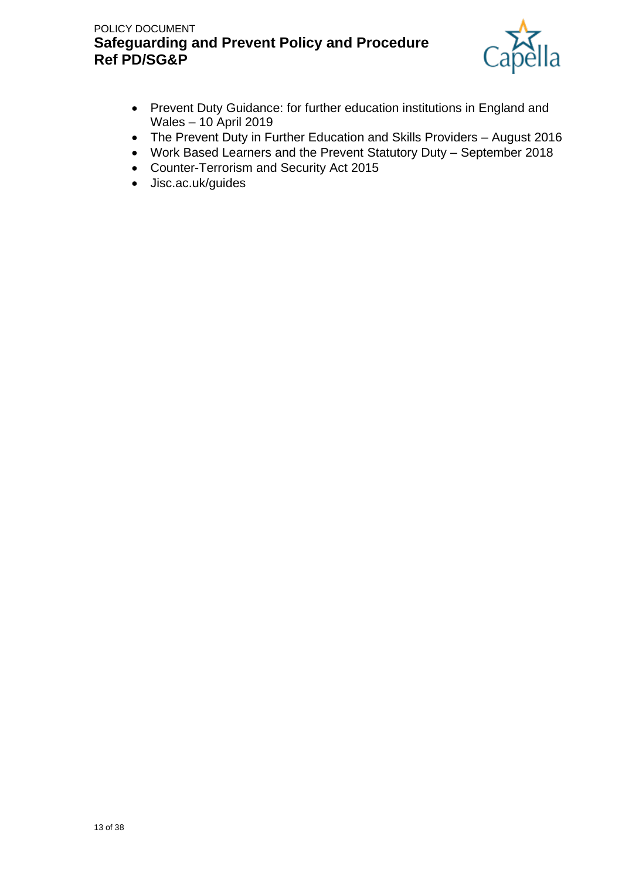- Prevent Duty Guidance: for further education institutions in England and Wales – 10 April 2019
- The Prevent Duty in Further Education and Skills Providers – August 2016
- Work Based Learners and the Prevent Statutory Duty – September 2018
- Counter-Terrorism and Security Act 2015
- Jisc.ac.uk/guides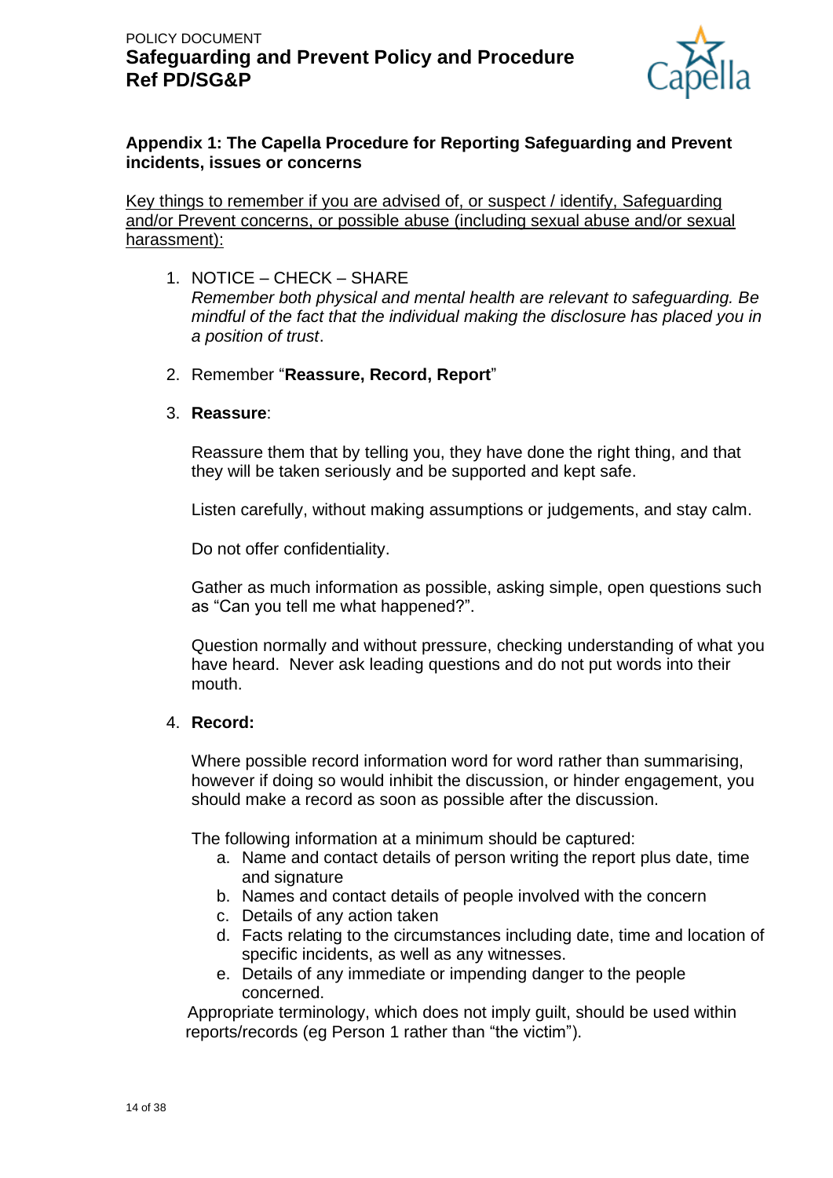## Appendix 1: The Capella Procedure for Reporting Safeguarding and Prevent incidents, issues or concerns

Key things to remember if you are advised of, or suspect / identify, Safeguarding and/or Prevent concerns, or possible abuse (including sexual abuse and/or sexual harassment):

1. NOTICE – CHECK – SHARE
   *Remember both physical and mental health are relevant to safeguarding. Be mindful of the fact that the individual making the disclosure has placed you in a position of trust*.

2. Remember "**Reassure, Record, Report**"

3. **Reassure**:

   Reassure them that by telling you, they have done the right thing, and that they will be taken seriously and be supported and kept safe.

   Listen carefully, without making assumptions or judgements, and stay calm.

   Do not offer confidentiality.

   Gather as much information as possible, asking simple, open questions such as "Can you tell me what happened?".

   Question normally and without pressure, checking understanding of what you have heard. Never ask leading questions and do not put words into their mouth.

4. **Record:**

   Where possible record information word for word rather than summarising, however if doing so would inhibit the discussion, or hinder engagement, you should make a record as soon as possible after the discussion.

   The following information at a minimum should be captured:
   a. Name and contact details of person writing the report plus date, time and signature
   b. Names and contact details of people involved with the concern
   c. Details of any action taken
   d. Facts relating to the circumstances including date, time and location of specific incidents, as well as any witnesses.
   e. Details of any immediate or impending danger to the people concerned.

   Appropriate terminology, which does not imply guilt, should be used within reports/records (eg Person 1 rather than "the victim").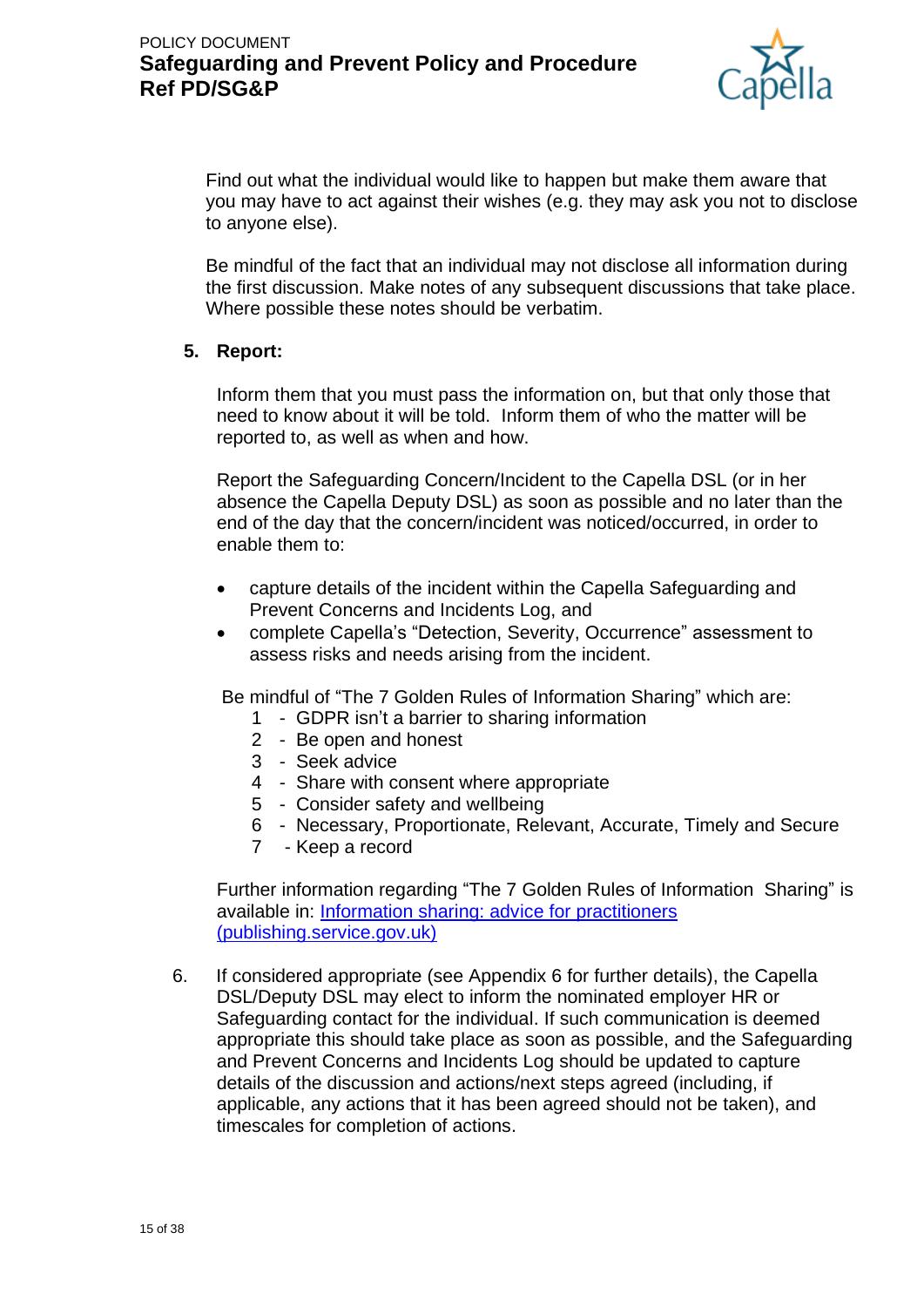Find out what the individual would like to happen but make them aware that you may have to act against their wishes (e.g. they may ask you not to disclose to anyone else).

Be mindful of the fact that an individual may not disclose all information during the first discussion. Make notes of any subsequent discussions that take place. Where possible these notes should be verbatim.

5. **Report:**

   Inform them that you must pass the information on, but that only those that need to know about it will be told. Inform them of who the matter will be reported to, as well as when and how.

   Report the Safeguarding Concern/Incident to the Capella DSL (or in her absence the Capella Deputy DSL) as soon as possible and no later than the end of the day that the concern/incident was noticed/occurred, in order to enable them to:

   - capture details of the incident within the Capella Safeguarding and Prevent Concerns and Incidents Log, and
   - complete Capella's "Detection, Severity, Occurrence" assessment to assess risks and needs arising from the incident.

   Be mindful of "The 7 Golden Rules of Information Sharing" which are:

   1 - GDPR isn't a barrier to sharing information
   2 - Be open and honest
   3 - Seek advice
   4 - Share with consent where appropriate
   5 - Consider safety and wellbeing
   6 - Necessary, Proportionate, Relevant, Accurate, Timely and Secure
   7 - Keep a record

   Further information regarding "The 7 Golden Rules of Information Sharing" is available in: [Information sharing: advice for practitioners (publishing.service.gov.uk)]()

6. If considered appropriate (see Appendix 6 for further details), the Capella DSL/Deputy DSL may elect to inform the nominated employer HR or Safeguarding contact for the individual. If such communication is deemed appropriate this should take place as soon as possible, and the Safeguarding and Prevent Concerns and Incidents Log should be updated to capture details of the discussion and actions/next steps agreed (including, if applicable, any actions that it has been agreed should not be taken), and timescales for completion of actions.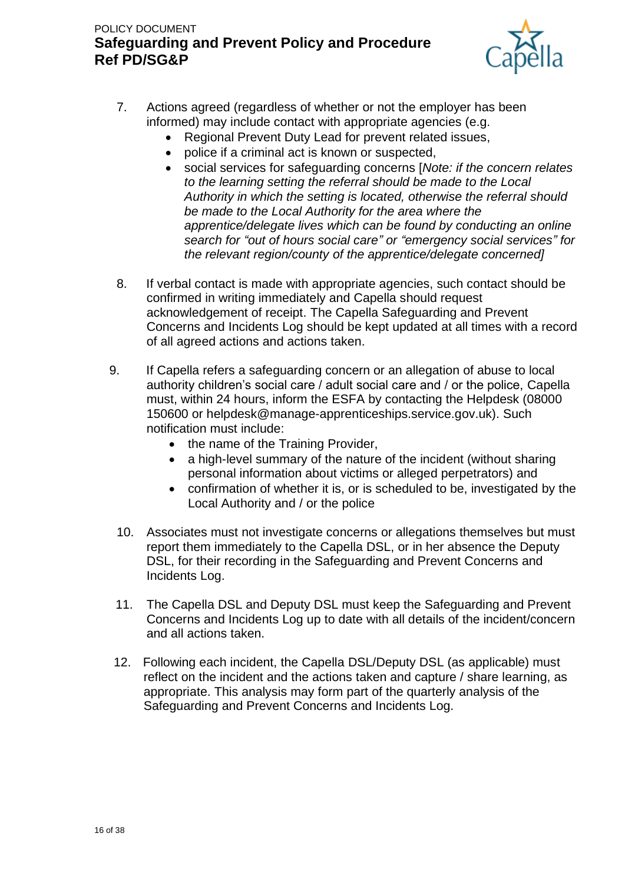7. Actions agreed (regardless of whether or not the employer has been informed) may include contact with appropriate agencies (e.g.
   - Regional Prevent Duty Lead for prevent related issues,
   - police if a criminal act is known or suspected,
   - social services for safeguarding concerns [*Note: if the concern relates to the learning setting the referral should be made to the Local Authority in which the setting is located, otherwise the referral should be made to the Local Authority for the area where the apprentice/delegate lives which can be found by conducting an online search for "out of hours social care" or "emergency social services" for the relevant region/county of the apprentice/delegate concerned]*

8. If verbal contact is made with appropriate agencies, such contact should be confirmed in writing immediately and Capella should request acknowledgement of receipt. The Capella Safeguarding and Prevent Concerns and Incidents Log should be kept updated at all times with a record of all agreed actions and actions taken.

9. If Capella refers a safeguarding concern or an allegation of abuse to local authority children's social care / adult social care and / or the police, Capella must, within 24 hours, inform the ESFA by contacting the Helpdesk (08000 150600 or helpdesk@manage-apprenticeships.service.gov.uk). Such notification must include:
   - the name of the Training Provider,
   - a high-level summary of the nature of the incident (without sharing personal information about victims or alleged perpetrators) and
   - confirmation of whether it is, or is scheduled to be, investigated by the Local Authority and / or the police

10. Associates must not investigate concerns or allegations themselves but must report them immediately to the Capella DSL, or in her absence the Deputy DSL, for their recording in the Safeguarding and Prevent Concerns and Incidents Log.

11. The Capella DSL and Deputy DSL must keep the Safeguarding and Prevent Concerns and Incidents Log up to date with all details of the incident/concern and all actions taken.

12. Following each incident, the Capella DSL/Deputy DSL (as applicable) must reflect on the incident and the actions taken and capture / share learning, as appropriate. This analysis may form part of the quarterly analysis of the Safeguarding and Prevent Concerns and Incidents Log.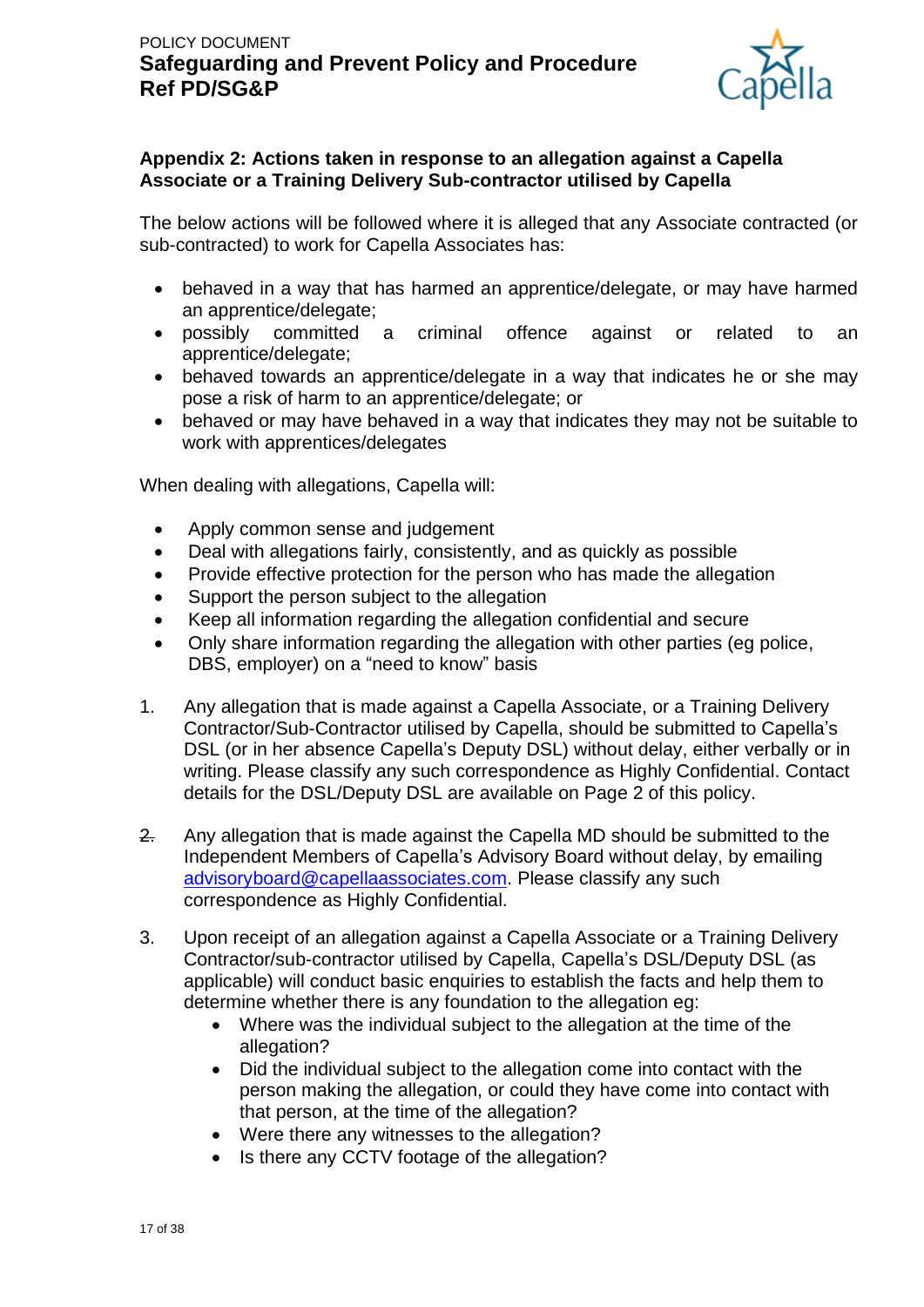## Appendix 2: Actions taken in response to an allegation against a Capella Associate or a Training Delivery Sub-contractor utilised by Capella

The below actions will be followed where it is alleged that any Associate contracted (or sub-contracted) to work for Capella Associates has:

- behaved in a way that has harmed an apprentice/delegate, or may have harmed an apprentice/delegate;
- possibly committed a criminal offence against or related to an apprentice/delegate;
- behaved towards an apprentice/delegate in a way that indicates he or she may pose a risk of harm to an apprentice/delegate; or
- behaved or may have behaved in a way that indicates they may not be suitable to work with apprentices/delegates

When dealing with allegations, Capella will:

- Apply common sense and judgement
- Deal with allegations fairly, consistently, and as quickly as possible
- Provide effective protection for the person who has made the allegation
- Support the person subject to the allegation
- Keep all information regarding the allegation confidential and secure
- Only share information regarding the allegation with other parties (eg police, DBS, employer) on a "need to know" basis

1. Any allegation that is made against a Capella Associate, or a Training Delivery Contractor/Sub-Contractor utilised by Capella, should be submitted to Capella's DSL (or in her absence Capella's Deputy DSL) without delay, either verbally or in writing. Please classify any such correspondence as Highly Confidential. Contact details for the DSL/Deputy DSL are available on Page 2 of this policy.

2. Any allegation that is made against the Capella MD should be submitted to the Independent Members of Capella's Advisory Board without delay, by emailing advisoryboard@capellaassociates.com. Please classify any such correspondence as Highly Confidential.

3. Upon receipt of an allegation against a Capella Associate or a Training Delivery Contractor/sub-contractor utilised by Capella, Capella's DSL/Deputy DSL (as applicable) will conduct basic enquiries to establish the facts and help them to determine whether there is any foundation to the allegation eg:
   - Where was the individual subject to the allegation at the time of the allegation?
   - Did the individual subject to the allegation come into contact with the person making the allegation, or could they have come into contact with that person, at the time of the allegation?
   - Were there any witnesses to the allegation?
   - Is there any CCTV footage of the allegation?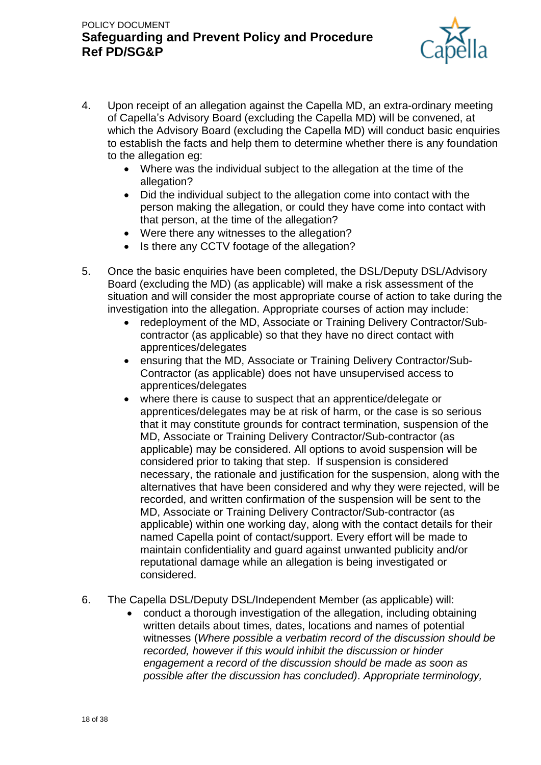4. Upon receipt of an allegation against the Capella MD, an extra-ordinary meeting of Capella's Advisory Board (excluding the Capella MD) will be convened, at which the Advisory Board (excluding the Capella MD) will conduct basic enquiries to establish the facts and help them to determine whether there is any foundation to the allegation eg:
   - Where was the individual subject to the allegation at the time of the allegation?
   - Did the individual subject to the allegation come into contact with the person making the allegation, or could they have come into contact with that person, at the time of the allegation?
   - Were there any witnesses to the allegation?
   - Is there any CCTV footage of the allegation?

5. Once the basic enquiries have been completed, the DSL/Deputy DSL/Advisory Board (excluding the MD) (as applicable) will make a risk assessment of the situation and will consider the most appropriate course of action to take during the investigation into the allegation. Appropriate courses of action may include:
   - redeployment of the MD, Associate or Training Delivery Contractor/Sub-contractor (as applicable) so that they have no direct contact with apprentices/delegates
   - ensuring that the MD, Associate or Training Delivery Contractor/Sub-Contractor (as applicable) does not have unsupervised access to apprentices/delegates
   - where there is cause to suspect that an apprentice/delegate or apprentices/delegates may be at risk of harm, or the case is so serious that it may constitute grounds for contract termination, suspension of the MD, Associate or Training Delivery Contractor/Sub-contractor (as applicable) may be considered. All options to avoid suspension will be considered prior to taking that step. If suspension is considered necessary, the rationale and justification for the suspension, along with the alternatives that have been considered and why they were rejected, will be recorded, and written confirmation of the suspension will be sent to the MD, Associate or Training Delivery Contractor/Sub-contractor (as applicable) within one working day, along with the contact details for their named Capella point of contact/support. Every effort will be made to maintain confidentiality and guard against unwanted publicity and/or reputational damage while an allegation is being investigated or considered.

6. The Capella DSL/Deputy DSL/Independent Member (as applicable) will:
   - conduct a thorough investigation of the allegation, including obtaining written details about times, dates, locations and names of potential witnesses (*Where possible a verbatim record of the discussion should be recorded, however if this would inhibit the discussion or hinder engagement a record of the discussion should be made as soon as possible after the discussion has concluded*). *Appropriate terminology,*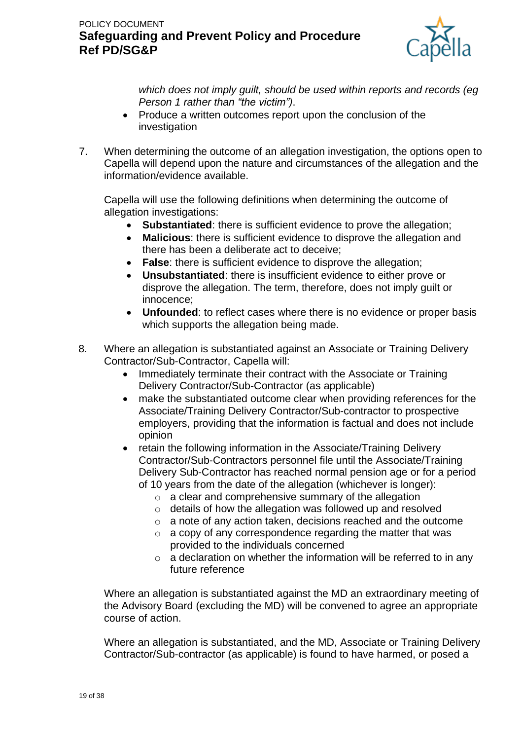*which does not imply guilt, should be used within reports and records (eg Person 1 rather than "the victim")*.

- Produce a written outcomes report upon the conclusion of the investigation

7. When determining the outcome of an allegation investigation, the options open to Capella will depend upon the nature and circumstances of the allegation and the information/evidence available.

   Capella will use the following definitions when determining the outcome of allegation investigations:

   - **Substantiated**: there is sufficient evidence to prove the allegation;
   - **Malicious**: there is sufficient evidence to disprove the allegation and there has been a deliberate act to deceive;
   - **False**: there is sufficient evidence to disprove the allegation;
   - **Unsubstantiated**: there is insufficient evidence to either prove or disprove the allegation. The term, therefore, does not imply guilt or innocence;
   - **Unfounded**: to reflect cases where there is no evidence or proper basis which supports the allegation being made.

8. Where an allegation is substantiated against an Associate or Training Delivery Contractor/Sub-Contractor, Capella will:

   - Immediately terminate their contract with the Associate or Training Delivery Contractor/Sub-Contractor (as applicable)
   - make the substantiated outcome clear when providing references for the Associate/Training Delivery Contractor/Sub-contractor to prospective employers, providing that the information is factual and does not include opinion
   - retain the following information in the Associate/Training Delivery Contractor/Sub-Contractors personnel file until the Associate/Training Delivery Sub-Contractor has reached normal pension age or for a period of 10 years from the date of the allegation (whichever is longer):
     - a clear and comprehensive summary of the allegation
     - details of how the allegation was followed up and resolved
     - a note of any action taken, decisions reached and the outcome
     - a copy of any correspondence regarding the matter that was provided to the individuals concerned
     - a declaration on whether the information will be referred to in any future reference

   Where an allegation is substantiated against the MD an extraordinary meeting of the Advisory Board (excluding the MD) will be convened to agree an appropriate course of action.

   Where an allegation is substantiated, and the MD, Associate or Training Delivery Contractor/Sub-contractor (as applicable) is found to have harmed, or posed a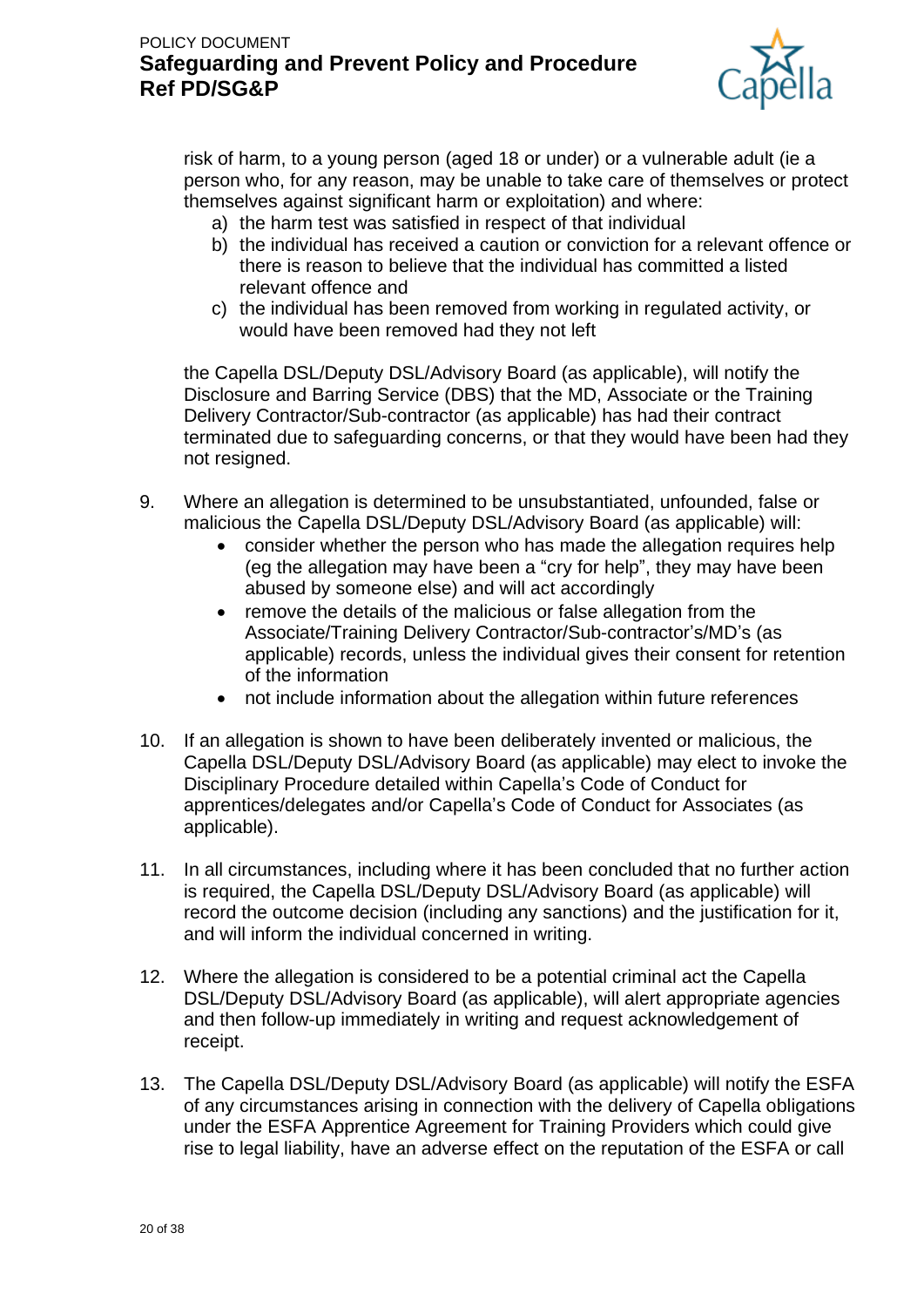risk of harm, to a young person (aged 18 or under) or a vulnerable adult (ie a person who, for any reason, may be unable to take care of themselves or protect themselves against significant harm or exploitation) and where:

a) the harm test was satisfied in respect of that individual
b) the individual has received a caution or conviction for a relevant offence or there is reason to believe that the individual has committed a listed relevant offence and
c) the individual has been removed from working in regulated activity, or would have been removed had they not left

the Capella DSL/Deputy DSL/Advisory Board (as applicable), will notify the Disclosure and Barring Service (DBS) that the MD, Associate or the Training Delivery Contractor/Sub-contractor (as applicable) has had their contract terminated due to safeguarding concerns, or that they would have been had they not resigned.

9. Where an allegation is determined to be unsubstantiated, unfounded, false or malicious the Capella DSL/Deputy DSL/Advisory Board (as applicable) will:
   - consider whether the person who has made the allegation requires help (eg the allegation may have been a "cry for help", they may have been abused by someone else) and will act accordingly
   - remove the details of the malicious or false allegation from the Associate/Training Delivery Contractor/Sub-contractor's/MD's (as applicable) records, unless the individual gives their consent for retention of the information
   - not include information about the allegation within future references

10. If an allegation is shown to have been deliberately invented or malicious, the Capella DSL/Deputy DSL/Advisory Board (as applicable) may elect to invoke the Disciplinary Procedure detailed within Capella's Code of Conduct for apprentices/delegates and/or Capella's Code of Conduct for Associates (as applicable).

11. In all circumstances, including where it has been concluded that no further action is required, the Capella DSL/Deputy DSL/Advisory Board (as applicable) will record the outcome decision (including any sanctions) and the justification for it, and will inform the individual concerned in writing.

12. Where the allegation is considered to be a potential criminal act the Capella DSL/Deputy DSL/Advisory Board (as applicable), will alert appropriate agencies and then follow-up immediately in writing and request acknowledgement of receipt.

13. The Capella DSL/Deputy DSL/Advisory Board (as applicable) will notify the ESFA of any circumstances arising in connection with the delivery of Capella obligations under the ESFA Apprentice Agreement for Training Providers which could give rise to legal liability, have an adverse effect on the reputation of the ESFA or call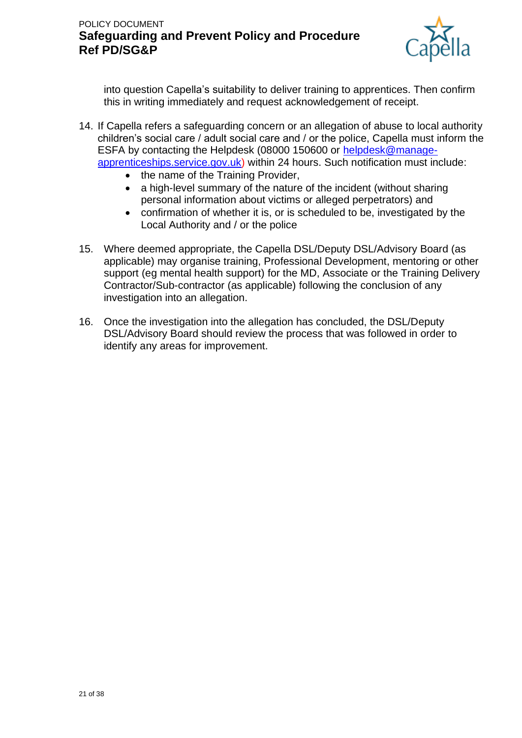into question Capella's suitability to deliver training to apprentices. Then confirm this in writing immediately and request acknowledgement of receipt.

14. If Capella refers a safeguarding concern or an allegation of abuse to local authority children's social care / adult social care and / or the police, Capella must inform the ESFA by contacting the Helpdesk (08000 150600 or helpdesk@manage-apprenticeships.service.gov.uk) within 24 hours. Such notification must include:
    - the name of the Training Provider,
    - a high-level summary of the nature of the incident (without sharing personal information about victims or alleged perpetrators) and
    - confirmation of whether it is, or is scheduled to be, investigated by the Local Authority and / or the police

15. Where deemed appropriate, the Capella DSL/Deputy DSL/Advisory Board (as applicable) may organise training, Professional Development, mentoring or other support (eg mental health support) for the MD, Associate or the Training Delivery Contractor/Sub-contractor (as applicable) following the conclusion of any investigation into an allegation.

16. Once the investigation into the allegation has concluded, the DSL/Deputy DSL/Advisory Board should review the process that was followed in order to identify any areas for improvement.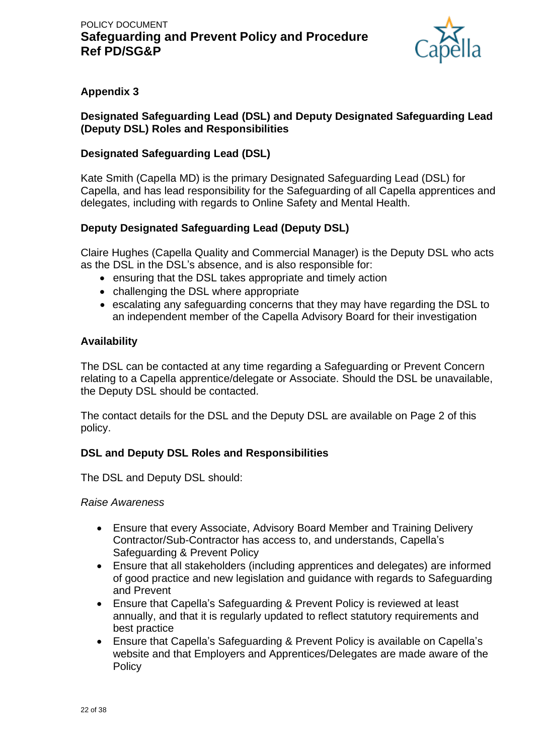## Appendix 3

### Designated Safeguarding Lead (DSL) and Deputy Designated Safeguarding Lead (Deputy DSL) Roles and Responsibilities

### Designated Safeguarding Lead (DSL)

Kate Smith (Capella MD) is the primary Designated Safeguarding Lead (DSL) for Capella, and has lead responsibility for the Safeguarding of all Capella apprentices and delegates, including with regards to Online Safety and Mental Health.

### Deputy Designated Safeguarding Lead (Deputy DSL)

Claire Hughes (Capella Quality and Commercial Manager) is the Deputy DSL who acts as the DSL in the DSL's absence, and is also responsible for:

- ensuring that the DSL takes appropriate and timely action
- challenging the DSL where appropriate
- escalating any safeguarding concerns that they may have regarding the DSL to an independent member of the Capella Advisory Board for their investigation

### Availability

The DSL can be contacted at any time regarding a Safeguarding or Prevent Concern relating to a Capella apprentice/delegate or Associate. Should the DSL be unavailable, the Deputy DSL should be contacted.

The contact details for the DSL and the Deputy DSL are available on Page 2 of this policy.

### DSL and Deputy DSL Roles and Responsibilities

The DSL and Deputy DSL should:

*Raise Awareness*

- Ensure that every Associate, Advisory Board Member and Training Delivery Contractor/Sub-Contractor has access to, and understands, Capella's Safeguarding & Prevent Policy
- Ensure that all stakeholders (including apprentices and delegates) are informed of good practice and new legislation and guidance with regards to Safeguarding and Prevent
- Ensure that Capella's Safeguarding & Prevent Policy is reviewed at least annually, and that it is regularly updated to reflect statutory requirements and best practice
- Ensure that Capella's Safeguarding & Prevent Policy is available on Capella's website and that Employers and Apprentices/Delegates are made aware of the Policy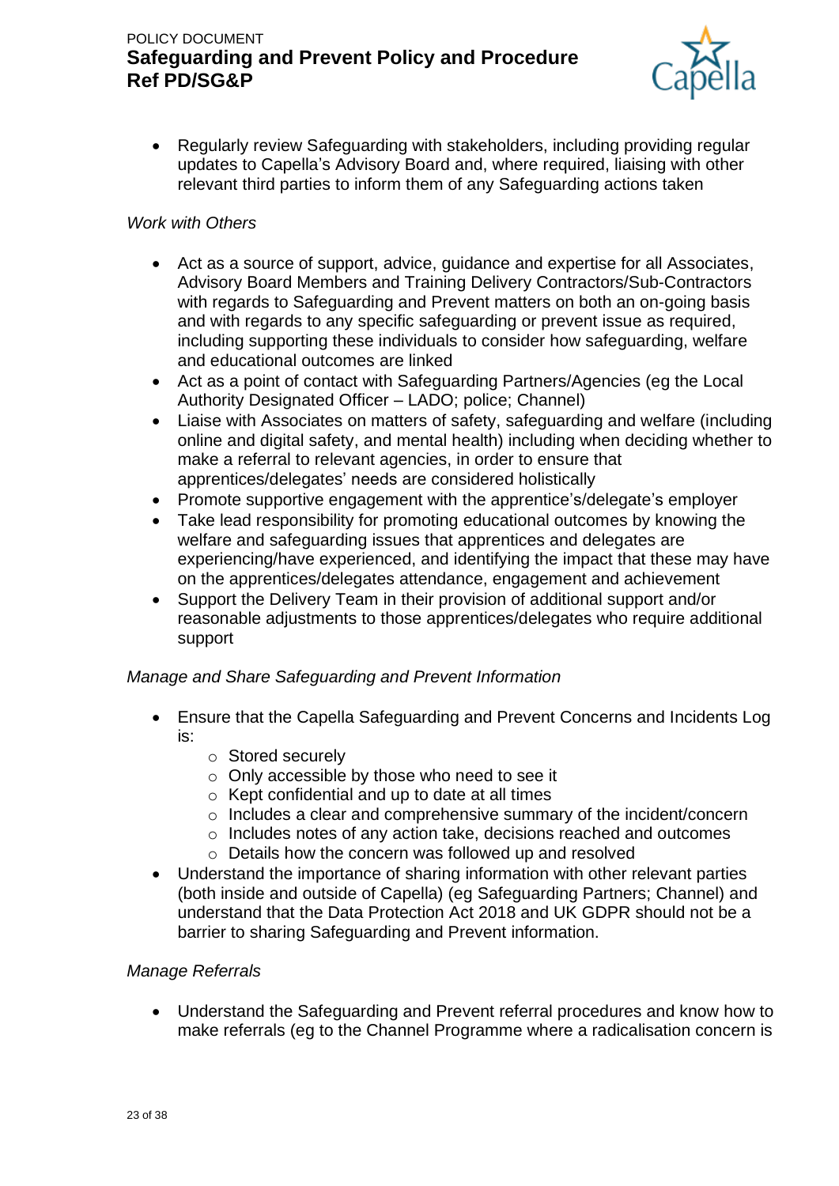- Regularly review Safeguarding with stakeholders, including providing regular updates to Capella's Advisory Board and, where required, liaising with other relevant third parties to inform them of any Safeguarding actions taken

*Work with Others*

- Act as a source of support, advice, guidance and expertise for all Associates, Advisory Board Members and Training Delivery Contractors/Sub-Contractors with regards to Safeguarding and Prevent matters on both an on-going basis and with regards to any specific safeguarding or prevent issue as required, including supporting these individuals to consider how safeguarding, welfare and educational outcomes are linked
- Act as a point of contact with Safeguarding Partners/Agencies (eg the Local Authority Designated Officer – LADO; police; Channel)
- Liaise with Associates on matters of safety, safeguarding and welfare (including online and digital safety, and mental health) including when deciding whether to make a referral to relevant agencies, in order to ensure that apprentices/delegates' needs are considered holistically
- Promote supportive engagement with the apprentice's/delegate's employer
- Take lead responsibility for promoting educational outcomes by knowing the welfare and safeguarding issues that apprentices and delegates are experiencing/have experienced, and identifying the impact that these may have on the apprentices/delegates attendance, engagement and achievement
- Support the Delivery Team in their provision of additional support and/or reasonable adjustments to those apprentices/delegates who require additional support

*Manage and Share Safeguarding and Prevent Information*

- Ensure that the Capella Safeguarding and Prevent Concerns and Incidents Log is:
  - Stored securely
  - Only accessible by those who need to see it
  - Kept confidential and up to date at all times
  - Includes a clear and comprehensive summary of the incident/concern
  - Includes notes of any action take, decisions reached and outcomes
  - Details how the concern was followed up and resolved
- Understand the importance of sharing information with other relevant parties (both inside and outside of Capella) (eg Safeguarding Partners; Channel) and understand that the Data Protection Act 2018 and UK GDPR should not be a barrier to sharing Safeguarding and Prevent information.

*Manage Referrals*

- Understand the Safeguarding and Prevent referral procedures and know how to make referrals (eg to the Channel Programme where a radicalisation concern is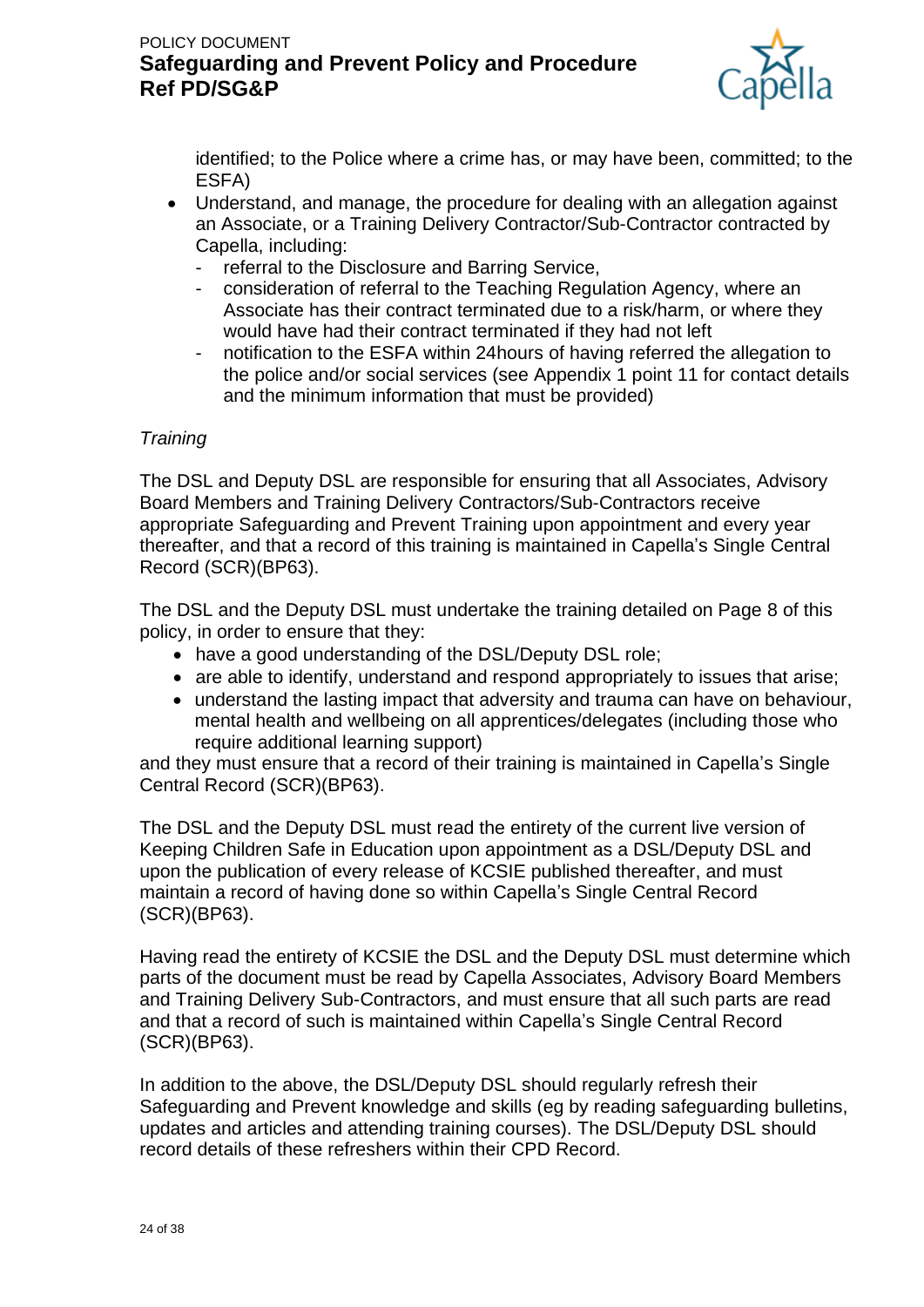identified; to the Police where a crime has, or may have been, committed; to the ESFA)

- Understand, and manage, the procedure for dealing with an allegation against an Associate, or a Training Delivery Contractor/Sub-Contractor contracted by Capella, including:
  - referral to the Disclosure and Barring Service,
  - consideration of referral to the Teaching Regulation Agency, where an Associate has their contract terminated due to a risk/harm, or where they would have had their contract terminated if they had not left
  - notification to the ESFA within 24hours of having referred the allegation to the police and/or social services (see Appendix 1 point 11 for contact details and the minimum information that must be provided)

*Training*

The DSL and Deputy DSL are responsible for ensuring that all Associates, Advisory Board Members and Training Delivery Contractors/Sub-Contractors receive appropriate Safeguarding and Prevent Training upon appointment and every year thereafter, and that a record of this training is maintained in Capella's Single Central Record (SCR)(BP63).

The DSL and the Deputy DSL must undertake the training detailed on Page 8 of this policy, in order to ensure that they:

- have a good understanding of the DSL/Deputy DSL role;
- are able to identify, understand and respond appropriately to issues that arise;
- understand the lasting impact that adversity and trauma can have on behaviour, mental health and wellbeing on all apprentices/delegates (including those who require additional learning support)

and they must ensure that a record of their training is maintained in Capella's Single Central Record (SCR)(BP63).

The DSL and the Deputy DSL must read the entirety of the current live version of Keeping Children Safe in Education upon appointment as a DSL/Deputy DSL and upon the publication of every release of KCSIE published thereafter, and must maintain a record of having done so within Capella's Single Central Record (SCR)(BP63).

Having read the entirety of KCSIE the DSL and the Deputy DSL must determine which parts of the document must be read by Capella Associates, Advisory Board Members and Training Delivery Sub-Contractors, and must ensure that all such parts are read and that a record of such is maintained within Capella's Single Central Record (SCR)(BP63).

In addition to the above, the DSL/Deputy DSL should regularly refresh their Safeguarding and Prevent knowledge and skills (eg by reading safeguarding bulletins, updates and articles and attending training courses). The DSL/Deputy DSL should record details of these refreshers within their CPD Record.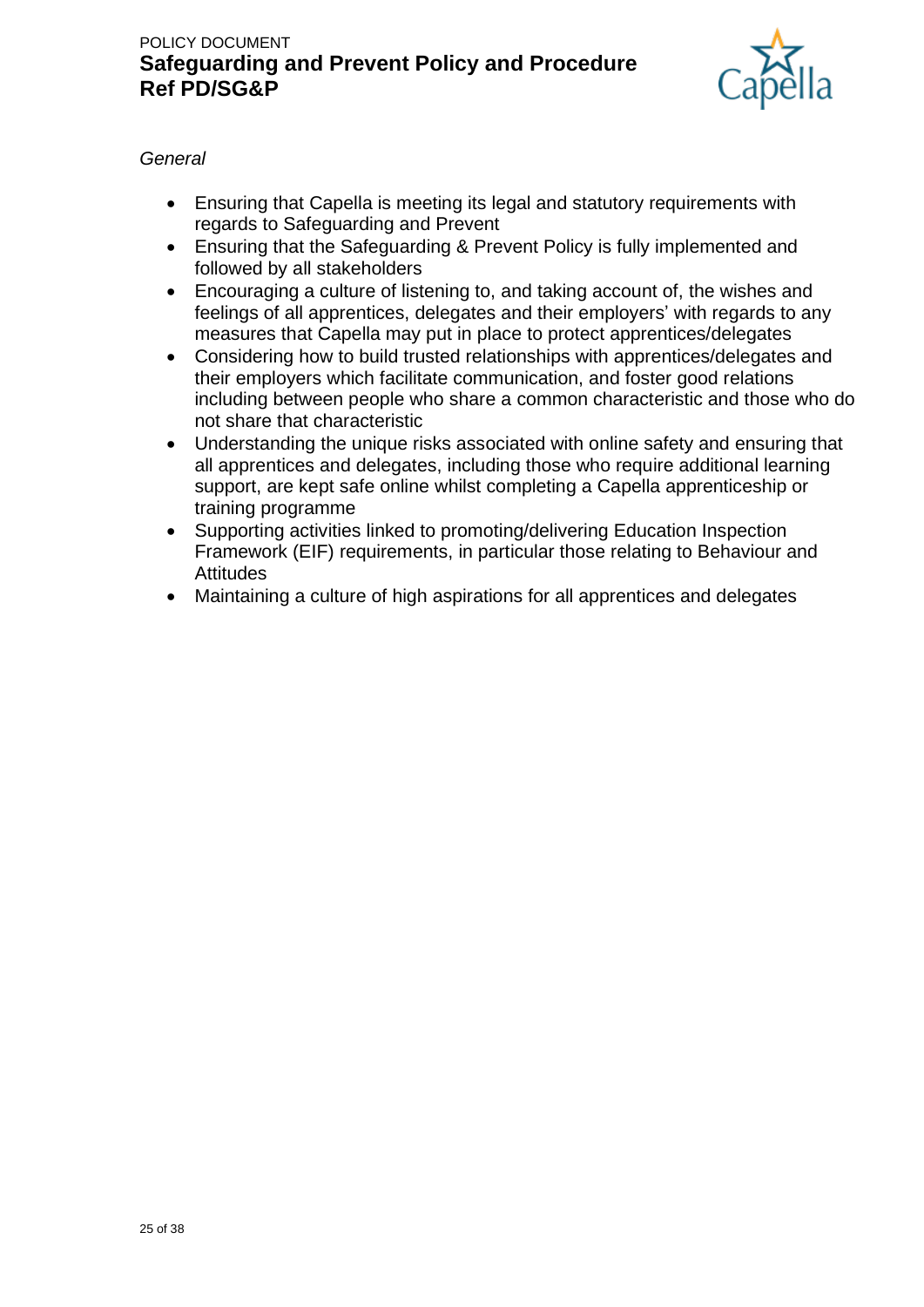*General*

- Ensuring that Capella is meeting its legal and statutory requirements with regards to Safeguarding and Prevent
- Ensuring that the Safeguarding & Prevent Policy is fully implemented and followed by all stakeholders
- Encouraging a culture of listening to, and taking account of, the wishes and feelings of all apprentices, delegates and their employers' with regards to any measures that Capella may put in place to protect apprentices/delegates
- Considering how to build trusted relationships with apprentices/delegates and their employers which facilitate communication, and foster good relations including between people who share a common characteristic and those who do not share that characteristic
- Understanding the unique risks associated with online safety and ensuring that all apprentices and delegates, including those who require additional learning support, are kept safe online whilst completing a Capella apprenticeship or training programme
- Supporting activities linked to promoting/delivering Education Inspection Framework (EIF) requirements, in particular those relating to Behaviour and Attitudes
- Maintaining a culture of high aspirations for all apprentices and delegates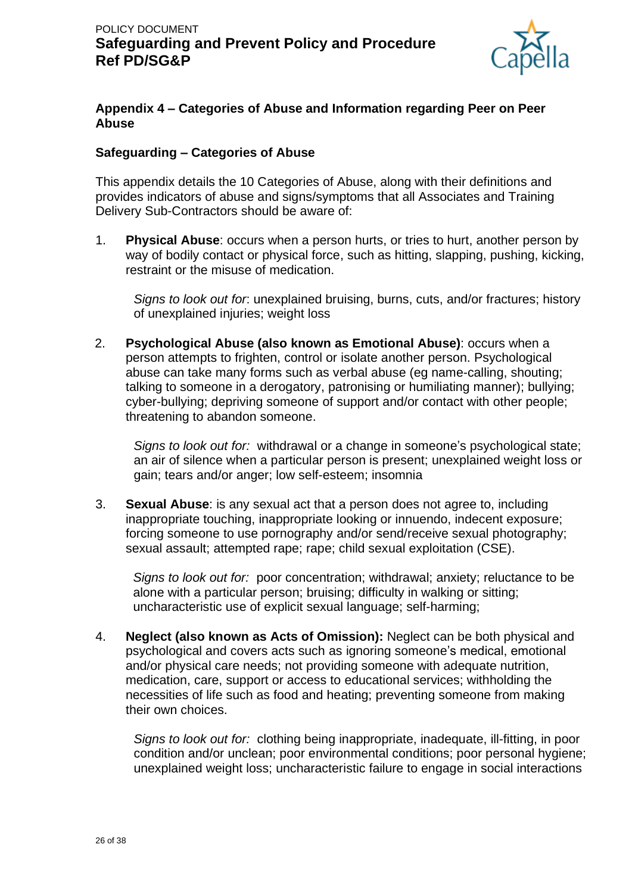## Appendix 4 – Categories of Abuse and Information regarding Peer on Peer Abuse

### Safeguarding – Categories of Abuse

This appendix details the 10 Categories of Abuse, along with their definitions and provides indicators of abuse and signs/symptoms that all Associates and Training Delivery Sub-Contractors should be aware of:

1. **Physical Abuse**: occurs when a person hurts, or tries to hurt, another person by way of bodily contact or physical force, such as hitting, slapping, pushing, kicking, restraint or the misuse of medication.

   *Signs to look out for*: unexplained bruising, burns, cuts, and/or fractures; history of unexplained injuries; weight loss

2. **Psychological Abuse (also known as Emotional Abuse)**: occurs when a person attempts to frighten, control or isolate another person. Psychological abuse can take many forms such as verbal abuse (eg name-calling, shouting; talking to someone in a derogatory, patronising or humiliating manner); bullying; cyber-bullying; depriving someone of support and/or contact with other people; threatening to abandon someone.

   *Signs to look out for:* withdrawal or a change in someone's psychological state; an air of silence when a particular person is present; unexplained weight loss or gain; tears and/or anger; low self-esteem; insomnia

3. **Sexual Abuse**: is any sexual act that a person does not agree to, including inappropriate touching, inappropriate looking or innuendo, indecent exposure; forcing someone to use pornography and/or send/receive sexual photography; sexual assault; attempted rape; rape; child sexual exploitation (CSE).

   *Signs to look out for:* poor concentration; withdrawal; anxiety; reluctance to be alone with a particular person; bruising; difficulty in walking or sitting; uncharacteristic use of explicit sexual language; self-harming;

4. **Neglect (also known as Acts of Omission):** Neglect can be both physical and psychological and covers acts such as ignoring someone's medical, emotional and/or physical care needs; not providing someone with adequate nutrition, medication, care, support or access to educational services; withholding the necessities of life such as food and heating; preventing someone from making their own choices.

   *Signs to look out for:* clothing being inappropriate, inadequate, ill-fitting, in poor condition and/or unclean; poor environmental conditions; poor personal hygiene; unexplained weight loss; uncharacteristic failure to engage in social interactions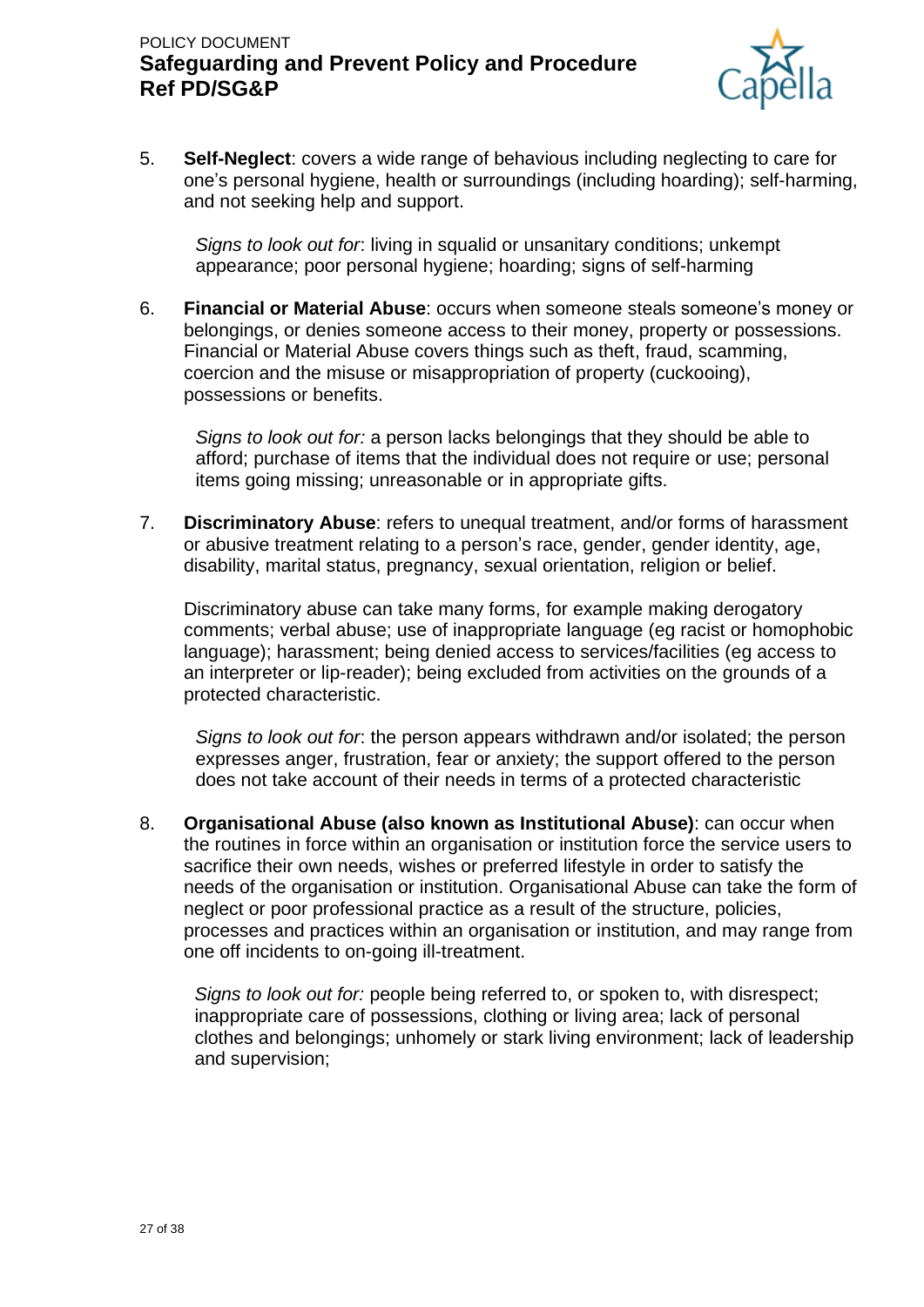5. **Self-Neglect**: covers a wide range of behavious including neglecting to care for one's personal hygiene, health or surroundings (including hoarding); self-harming, and not seeking help and support.

   *Signs to look out for*: living in squalid or unsanitary conditions; unkempt appearance; poor personal hygiene; hoarding; signs of self-harming

6. **Financial or Material Abuse**: occurs when someone steals someone's money or belongings, or denies someone access to their money, property or possessions. Financial or Material Abuse covers things such as theft, fraud, scamming, coercion and the misuse or misappropriation of property (cuckooing), possessions or benefits.

   *Signs to look out for:* a person lacks belongings that they should be able to afford; purchase of items that the individual does not require or use; personal items going missing; unreasonable or in appropriate gifts.

7. **Discriminatory Abuse**: refers to unequal treatment, and/or forms of harassment or abusive treatment relating to a person's race, gender, gender identity, age, disability, marital status, pregnancy, sexual orientation, religion or belief.

   Discriminatory abuse can take many forms, for example making derogatory comments; verbal abuse; use of inappropriate language (eg racist or homophobic language); harassment; being denied access to services/facilities (eg access to an interpreter or lip-reader); being excluded from activities on the grounds of a protected characteristic.

   *Signs to look out for*: the person appears withdrawn and/or isolated; the person expresses anger, frustration, fear or anxiety; the support offered to the person does not take account of their needs in terms of a protected characteristic

8. **Organisational Abuse (also known as Institutional Abuse)**: can occur when the routines in force within an organisation or institution force the service users to sacrifice their own needs, wishes or preferred lifestyle in order to satisfy the needs of the organisation or institution. Organisational Abuse can take the form of neglect or poor professional practice as a result of the structure, policies, processes and practices within an organisation or institution, and may range from one off incidents to on-going ill-treatment.

   *Signs to look out for:* people being referred to, or spoken to, with disrespect; inappropriate care of possessions, clothing or living area; lack of personal clothes and belongings; unhomely or stark living environment; lack of leadership and supervision;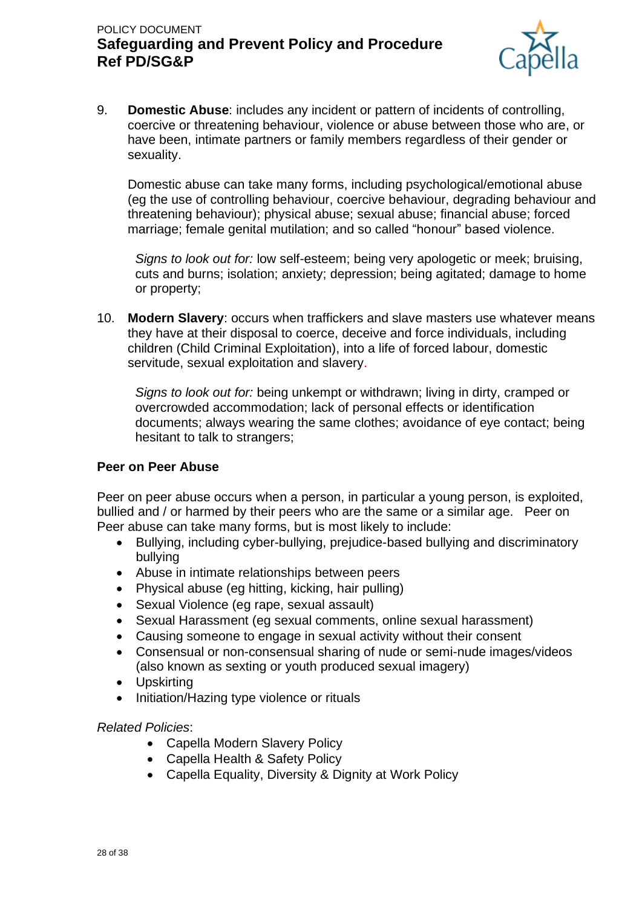9. **Domestic Abuse**: includes any incident or pattern of incidents of controlling, coercive or threatening behaviour, violence or abuse between those who are, or have been, intimate partners or family members regardless of their gender or sexuality.

   Domestic abuse can take many forms, including psychological/emotional abuse (eg the use of controlling behaviour, coercive behaviour, degrading behaviour and threatening behaviour); physical abuse; sexual abuse; financial abuse; forced marriage; female genital mutilation; and so called "honour" based violence.

   *Signs to look out for:* low self-esteem; being very apologetic or meek; bruising, cuts and burns; isolation; anxiety; depression; being agitated; damage to home or property;

10. **Modern Slavery**: occurs when traffickers and slave masters use whatever means they have at their disposal to coerce, deceive and force individuals, including children (Child Criminal Exploitation), into a life of forced labour, domestic servitude, sexual exploitation and slavery.

    *Signs to look out for:* being unkempt or withdrawn; living in dirty, cramped or overcrowded accommodation; lack of personal effects or identification documents; always wearing the same clothes; avoidance of eye contact; being hesitant to talk to strangers;

**Peer on Peer Abuse**

Peer on peer abuse occurs when a person, in particular a young person, is exploited, bullied and / or harmed by their peers who are the same or a similar age. Peer on Peer abuse can take many forms, but is most likely to include:

- Bullying, including cyber-bullying, prejudice-based bullying and discriminatory bullying
- Abuse in intimate relationships between peers
- Physical abuse (eg hitting, kicking, hair pulling)
- Sexual Violence (eg rape, sexual assault)
- Sexual Harassment (eg sexual comments, online sexual harassment)
- Causing someone to engage in sexual activity without their consent
- Consensual or non-consensual sharing of nude or semi-nude images/videos (also known as sexting or youth produced sexual imagery)
- Upskirting
- Initiation/Hazing type violence or rituals

*Related Policies*:

- Capella Modern Slavery Policy
- Capella Health & Safety Policy
- Capella Equality, Diversity & Dignity at Work Policy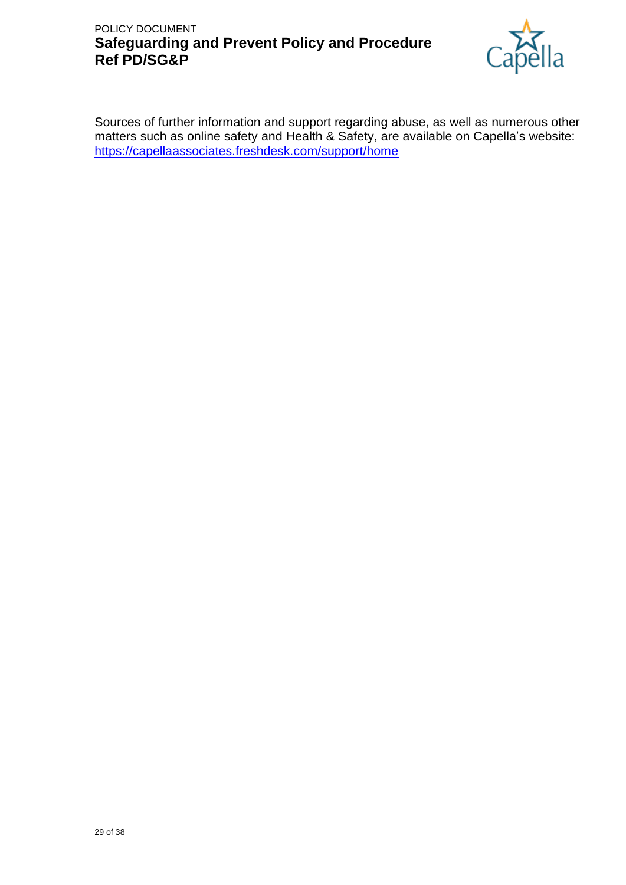Sources of further information and support regarding abuse, as well as numerous other matters such as online safety and Health & Safety, are available on Capella's website: [https://capellaassociates.freshdesk.com/support/home](https://capellaassociates.freshdesk.com/support/home)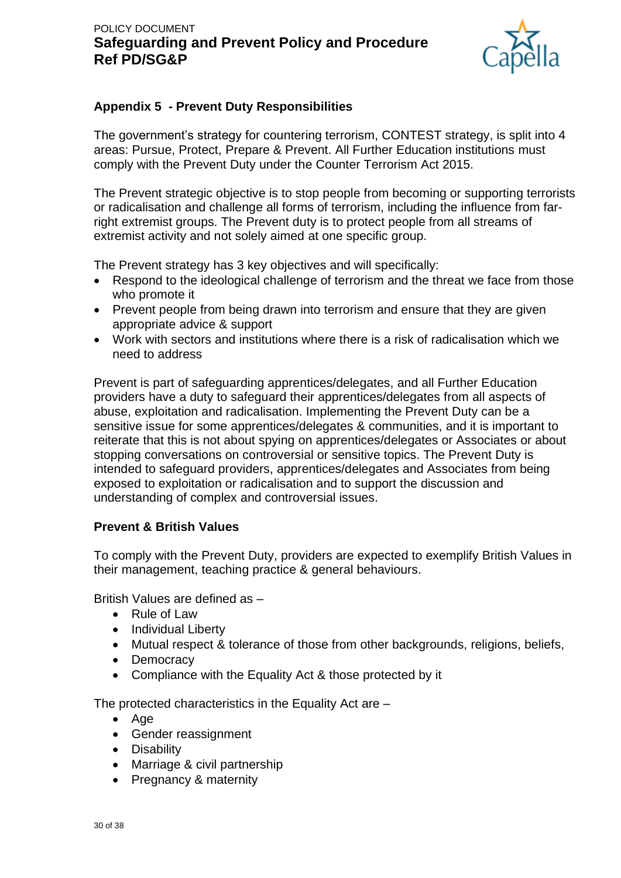## Appendix 5 - Prevent Duty Responsibilities

The government's strategy for countering terrorism, CONTEST strategy, is split into 4 areas: Pursue, Protect, Prepare & Prevent. All Further Education institutions must comply with the Prevent Duty under the Counter Terrorism Act 2015.

The Prevent strategic objective is to stop people from becoming or supporting terrorists or radicalisation and challenge all forms of terrorism, including the influence from far-right extremist groups. The Prevent duty is to protect people from all streams of extremist activity and not solely aimed at one specific group.

The Prevent strategy has 3 key objectives and will specifically:

- Respond to the ideological challenge of terrorism and the threat we face from those who promote it
- Prevent people from being drawn into terrorism and ensure that they are given appropriate advice & support
- Work with sectors and institutions where there is a risk of radicalisation which we need to address

Prevent is part of safeguarding apprentices/delegates, and all Further Education providers have a duty to safeguard their apprentices/delegates from all aspects of abuse, exploitation and radicalisation. Implementing the Prevent Duty can be a sensitive issue for some apprentices/delegates & communities, and it is important to reiterate that this is not about spying on apprentices/delegates or Associates or about stopping conversations on controversial or sensitive topics. The Prevent Duty is intended to safeguard providers, apprentices/delegates and Associates from being exposed to exploitation or radicalisation and to support the discussion and understanding of complex and controversial issues.

### Prevent & British Values

To comply with the Prevent Duty, providers are expected to exemplify British Values in their management, teaching practice & general behaviours.

British Values are defined as –

- Rule of Law
- Individual Liberty
- Mutual respect & tolerance of those from other backgrounds, religions, beliefs,
- Democracy
- Compliance with the Equality Act & those protected by it

The protected characteristics in the Equality Act are –

- Age
- Gender reassignment
- Disability
- Marriage & civil partnership
- Pregnancy & maternity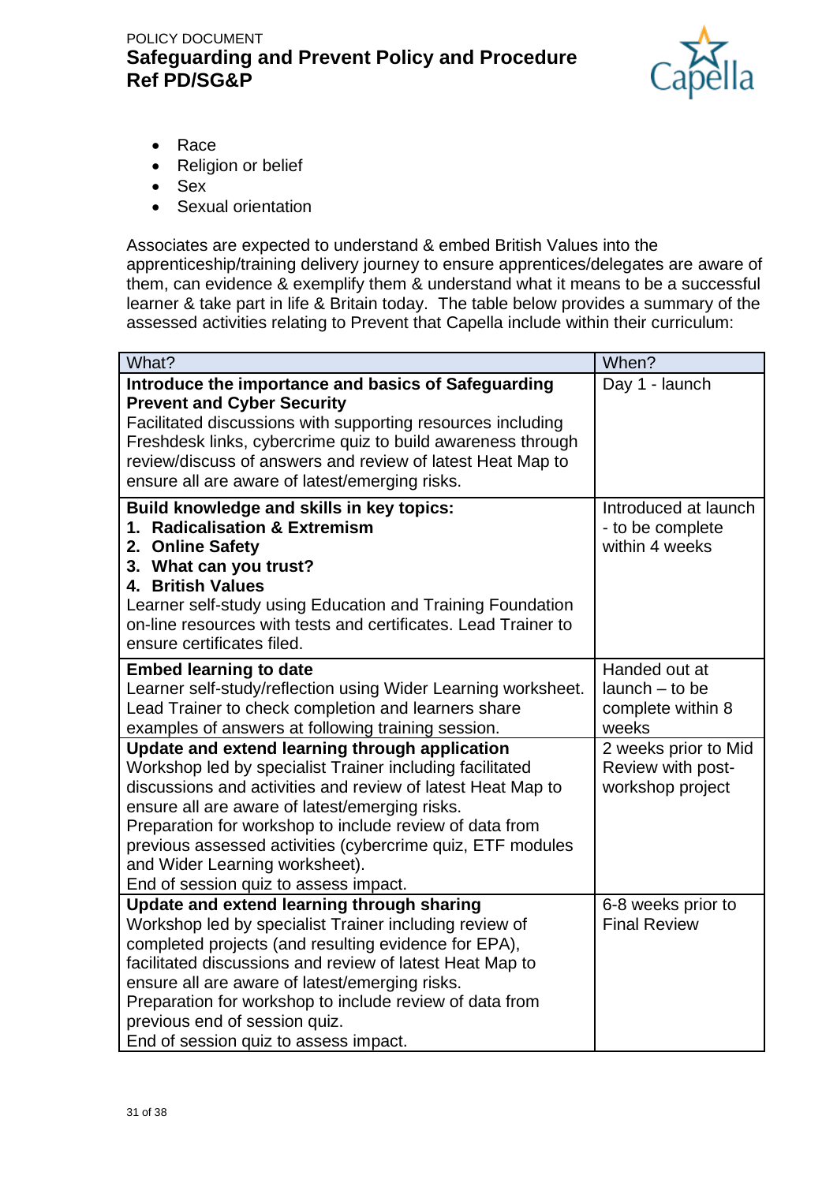- Race
- Religion or belief
- Sex
- Sexual orientation

Associates are expected to understand & embed British Values into the apprenticeship/training delivery journey to ensure apprentices/delegates are aware of them, can evidence & exemplify them & understand what it means to be a successful learner & take part in life & Britain today. The table below provides a summary of the assessed activities relating to Prevent that Capella include within their curriculum:

| What? | When? |
|---|---|
| **Introduce the importance and basics of Safeguarding Prevent and Cyber Security**<br>Facilitated discussions with supporting resources including Freshdesk links, cybercrime quiz to build awareness through review/discuss of answers and review of latest Heat Map to ensure all are aware of latest/emerging risks. | Day 1 - launch |
| **Build knowledge and skills in key topics:**<br>**1. Radicalisation & Extremism**<br>**2. Online Safety**<br>**3. What can you trust?**<br>**4. British Values**<br>Learner self-study using Education and Training Foundation on-line resources with tests and certificates. Lead Trainer to ensure certificates filed. | Introduced at launch - to be complete within 4 weeks |
| **Embed learning to date**<br>Learner self-study/reflection using Wider Learning worksheet. Lead Trainer to check completion and learners share examples of answers at following training session. | Handed out at launch – to be complete within 8 weeks |
| **Update and extend learning through application**<br>Workshop led by specialist Trainer including facilitated discussions and activities and review of latest Heat Map to ensure all are aware of latest/emerging risks.<br>Preparation for workshop to include review of data from previous assessed activities (cybercrime quiz, ETF modules and Wider Learning worksheet).<br>End of session quiz to assess impact. | 2 weeks prior to Mid Review with post-workshop project |
| **Update and extend learning through sharing**<br>Workshop led by specialist Trainer including review of completed projects (and resulting evidence for EPA), facilitated discussions and review of latest Heat Map to ensure all are aware of latest/emerging risks.<br>Preparation for workshop to include review of data from previous end of session quiz.<br>End of session quiz to assess impact. | 6-8 weeks prior to Final Review |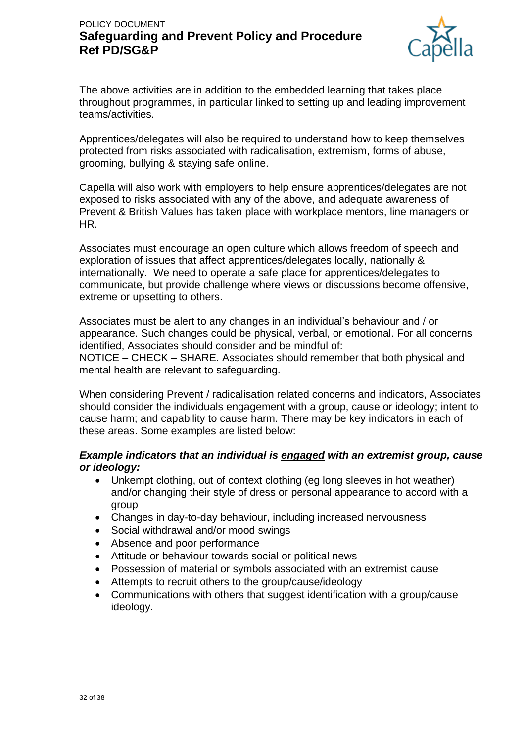The above activities are in addition to the embedded learning that takes place throughout programmes, in particular linked to setting up and leading improvement teams/activities.

Apprentices/delegates will also be required to understand how to keep themselves protected from risks associated with radicalisation, extremism, forms of abuse, grooming, bullying & staying safe online.

Capella will also work with employers to help ensure apprentices/delegates are not exposed to risks associated with any of the above, and adequate awareness of Prevent & British Values has taken place with workplace mentors, line managers or HR.

Associates must encourage an open culture which allows freedom of speech and exploration of issues that affect apprentices/delegates locally, nationally & internationally. We need to operate a safe place for apprentices/delegates to communicate, but provide challenge where views or discussions become offensive, extreme or upsetting to others.

Associates must be alert to any changes in an individual's behaviour and / or appearance. Such changes could be physical, verbal, or emotional. For all concerns identified, Associates should consider and be mindful of:
NOTICE – CHECK – SHARE. Associates should remember that both physical and mental health are relevant to safeguarding.

When considering Prevent / radicalisation related concerns and indicators, Associates should consider the individuals engagement with a group, cause or ideology; intent to cause harm; and capability to cause harm. There may be key indicators in each of these areas. Some examples are listed below:

***Example indicators that an individual is <u>engaged</u> with an extremist group, cause or ideology:***

- Unkempt clothing, out of context clothing (eg long sleeves in hot weather) and/or changing their style of dress or personal appearance to accord with a group
- Changes in day-to-day behaviour, including increased nervousness
- Social withdrawal and/or mood swings
- Absence and poor performance
- Attitude or behaviour towards social or political news
- Possession of material or symbols associated with an extremist cause
- Attempts to recruit others to the group/cause/ideology
- Communications with others that suggest identification with a group/cause ideology.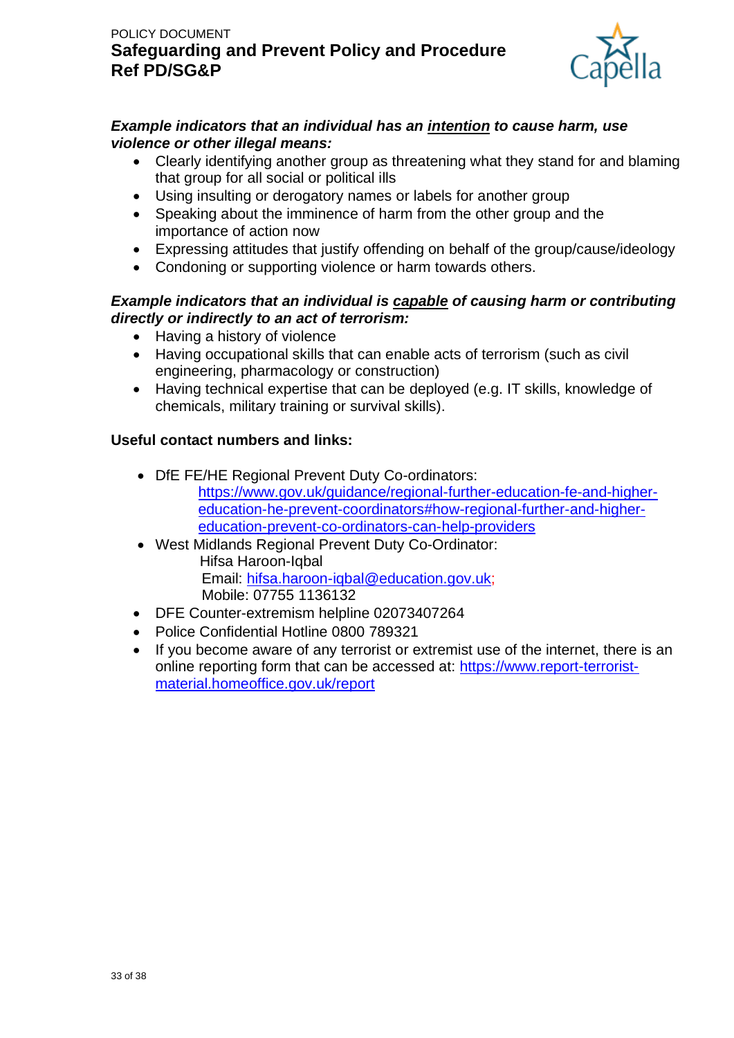***Example indicators that an individual has an <u>intention</u> to cause harm, use violence or other illegal means:***

- Clearly identifying another group as threatening what they stand for and blaming that group for all social or political ills
- Using insulting or derogatory names or labels for another group
- Speaking about the imminence of harm from the other group and the importance of action now
- Expressing attitudes that justify offending on behalf of the group/cause/ideology
- Condoning or supporting violence or harm towards others.

***Example indicators that an individual is <u>capable</u> of causing harm or contributing directly or indirectly to an act of terrorism:***

- Having a history of violence
- Having occupational skills that can enable acts of terrorism (such as civil engineering, pharmacology or construction)
- Having technical expertise that can be deployed (e.g. IT skills, knowledge of chemicals, military training or survival skills).

**Useful contact numbers and links:**

- DfE FE/HE Regional Prevent Duty Co-ordinators:
  [https://www.gov.uk/guidance/regional-further-education-fe-and-higher-education-he-prevent-coordinators#how-regional-further-and-higher-education-prevent-co-ordinators-can-help-providers](https://www.gov.uk/guidance/regional-further-education-fe-and-higher-education-he-prevent-coordinators#how-regional-further-and-higher-education-prevent-co-ordinators-can-help-providers)
- West Midlands Regional Prevent Duty Co-Ordinator:
  Hifsa Haroon-Iqbal
  Email: [hifsa.haroon-iqbal@education.gov.uk](mailto:hifsa.haroon-iqbal@education.gov.uk);
  Mobile: 07755 1136132
- DFE Counter-extremism helpline 02073407264
- Police Confidential Hotline 0800 789321
- If you become aware of any terrorist or extremist use of the internet, there is an online reporting form that can be accessed at: [https://www.report-terrorist-material.homeoffice.gov.uk/report](https://www.report-terrorist-material.homeoffice.gov.uk/report)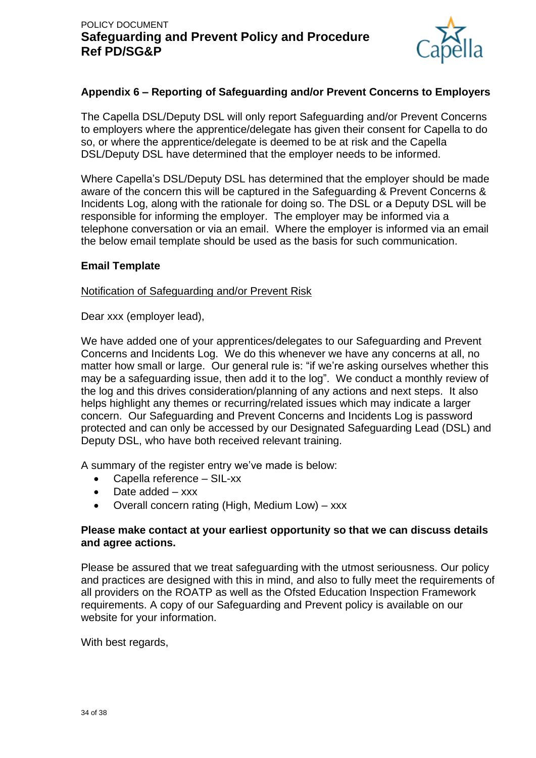## Appendix 6 – Reporting of Safeguarding and/or Prevent Concerns to Employers

The Capella DSL/Deputy DSL will only report Safeguarding and/or Prevent Concerns to employers where the apprentice/delegate has given their consent for Capella to do so, or where the apprentice/delegate is deemed to be at risk and the Capella DSL/Deputy DSL have determined that the employer needs to be informed.

Where Capella's DSL/Deputy DSL has determined that the employer should be made aware of the concern this will be captured in the Safeguarding & Prevent Concerns & Incidents Log, along with the rationale for doing so. The DSL or a Deputy DSL will be responsible for informing the employer. The employer may be informed via a telephone conversation or via an email. Where the employer is informed via an email the below email template should be used as the basis for such communication.

**Email Template**

Notification of Safeguarding and/or Prevent Risk

Dear xxx (employer lead),

We have added one of your apprentices/delegates to our Safeguarding and Prevent Concerns and Incidents Log. We do this whenever we have any concerns at all, no matter how small or large. Our general rule is: "if we're asking ourselves whether this may be a safeguarding issue, then add it to the log". We conduct a monthly review of the log and this drives consideration/planning of any actions and next steps. It also helps highlight any themes or recurring/related issues which may indicate a larger concern. Our Safeguarding and Prevent Concerns and Incidents Log is password protected and can only be accessed by our Designated Safeguarding Lead (DSL) and Deputy DSL, who have both received relevant training.

A summary of the register entry we've made is below:

- Capella reference – SIL-xx
- Date added – xxx
- Overall concern rating (High, Medium Low) – xxx

**Please make contact at your earliest opportunity so that we can discuss details and agree actions.**

Please be assured that we treat safeguarding with the utmost seriousness. Our policy and practices are designed with this in mind, and also to fully meet the requirements of all providers on the ROATP as well as the Ofsted Education Inspection Framework requirements. A copy of our Safeguarding and Prevent policy is available on our website for your information.

With best regards,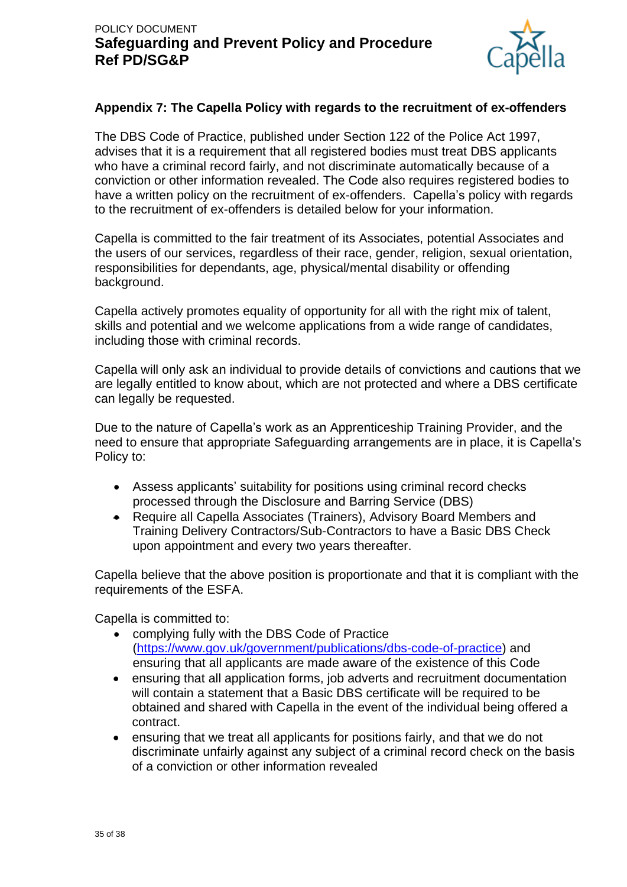## Appendix 7: The Capella Policy with regards to the recruitment of ex-offenders

The DBS Code of Practice, published under Section 122 of the Police Act 1997, advises that it is a requirement that all registered bodies must treat DBS applicants who have a criminal record fairly, and not discriminate automatically because of a conviction or other information revealed. The Code also requires registered bodies to have a written policy on the recruitment of ex-offenders. Capella's policy with regards to the recruitment of ex-offenders is detailed below for your information.

Capella is committed to the fair treatment of its Associates, potential Associates and the users of our services, regardless of their race, gender, religion, sexual orientation, responsibilities for dependants, age, physical/mental disability or offending background.

Capella actively promotes equality of opportunity for all with the right mix of talent, skills and potential and we welcome applications from a wide range of candidates, including those with criminal records.

Capella will only ask an individual to provide details of convictions and cautions that we are legally entitled to know about, which are not protected and where a DBS certificate can legally be requested.

Due to the nature of Capella's work as an Apprenticeship Training Provider, and the need to ensure that appropriate Safeguarding arrangements are in place, it is Capella's Policy to:

- Assess applicants' suitability for positions using criminal record checks processed through the Disclosure and Barring Service (DBS)
- Require all Capella Associates (Trainers), Advisory Board Members and Training Delivery Contractors/Sub-Contractors to have a Basic DBS Check upon appointment and every two years thereafter.

Capella believe that the above position is proportionate and that it is compliant with the requirements of the ESFA.

Capella is committed to:

- complying fully with the DBS Code of Practice (https://www.gov.uk/government/publications/dbs-code-of-practice) and ensuring that all applicants are made aware of the existence of this Code
- ensuring that all application forms, job adverts and recruitment documentation will contain a statement that a Basic DBS certificate will be required to be obtained and shared with Capella in the event of the individual being offered a contract.
- ensuring that we treat all applicants for positions fairly, and that we do not discriminate unfairly against any subject of a criminal record check on the basis of a conviction or other information revealed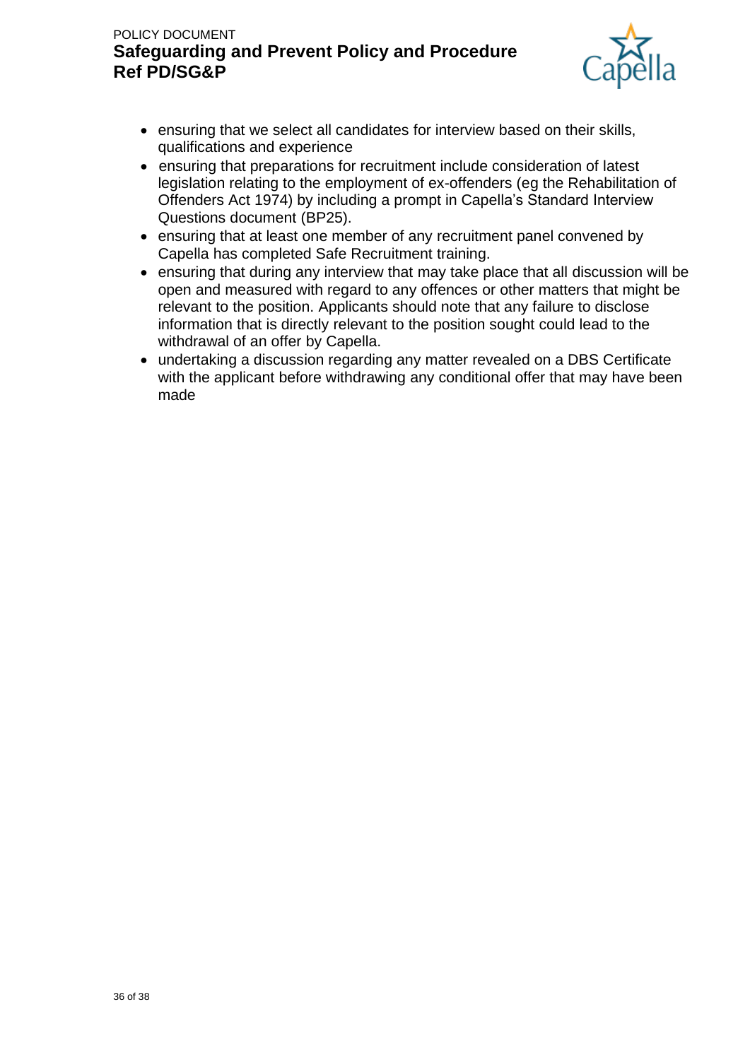- ensuring that we select all candidates for interview based on their skills, qualifications and experience
- ensuring that preparations for recruitment include consideration of latest legislation relating to the employment of ex-offenders (eg the Rehabilitation of Offenders Act 1974) by including a prompt in Capella's Standard Interview Questions document (BP25).
- ensuring that at least one member of any recruitment panel convened by Capella has completed Safe Recruitment training.
- ensuring that during any interview that may take place that all discussion will be open and measured with regard to any offences or other matters that might be relevant to the position. Applicants should note that any failure to disclose information that is directly relevant to the position sought could lead to the withdrawal of an offer by Capella.
- undertaking a discussion regarding any matter revealed on a DBS Certificate with the applicant before withdrawing any conditional offer that may have been made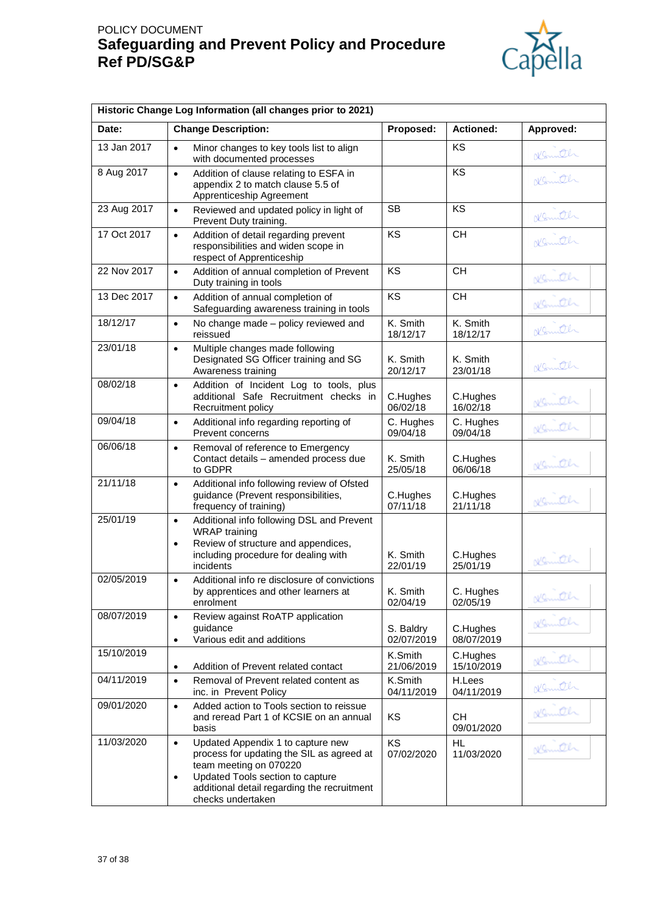| Historic Change Log Information (all changes prior to 2021) | | | | |
|---|---|---|---|---|
| **Date:** | **Change Description:** | **Proposed:** | **Actioned:** | **Approved:** |
| 13 Jan 2017 | • Minor changes to key tools list to align with documented processes | | KS | |
| 8 Aug 2017 | • Addition of clause relating to ESFA in appendix 2 to match clause 5.5 of Apprenticeship Agreement | | KS | |
| 23 Aug 2017 | • Reviewed and updated policy in light of Prevent Duty training. | SB | KS | |
| 17 Oct 2017 | • Addition of detail regarding prevent responsibilities and widen scope in respect of Apprenticeship | KS | CH | |
| 22 Nov 2017 | • Addition of annual completion of Prevent Duty training in tools | KS | CH | |
| 13 Dec 2017 | • Addition of annual completion of Safeguarding awareness training in tools | KS | CH | |
| 18/12/17 | • No change made – policy reviewed and reissued | K. Smith 18/12/17 | K. Smith 18/12/17 | |
| 23/01/18 | • Multiple changes made following Designated SG Officer training and SG Awareness training | K. Smith 20/12/17 | K. Smith 23/01/18 | |
| 08/02/18 | • Addition of Incident Log to tools, plus additional Safe Recruitment checks in Recruitment policy | C.Hughes 06/02/18 | C.Hughes 16/02/18 | |
| 09/04/18 | • Additional info regarding reporting of Prevent concerns | C. Hughes 09/04/18 | C. Hughes 09/04/18 | |
| 06/06/18 | • Removal of reference to Emergency Contact details – amended process due to GDPR | K. Smith 25/05/18 | C.Hughes 06/06/18 | |
| 21/11/18 | • Additional info following review of Ofsted guidance (Prevent responsibilities, frequency of training) | C.Hughes 07/11/18 | C.Hughes 21/11/18 | |
| 25/01/19 | • Additional info following DSL and Prevent WRAP training<br>• Review of structure and appendices, including procedure for dealing with incidents | K. Smith 22/01/19 | C.Hughes 25/01/19 | |
| 02/05/2019 | • Additional info re disclosure of convictions by apprentices and other learners at enrolment | K. Smith 02/04/19 | C. Hughes 02/05/19 | |
| 08/07/2019 | • Review against RoATP application guidance<br>• Various edit and additions | S. Baldry 02/07/2019 | C.Hughes 08/07/2019 | |
| 15/10/2019 | • Addition of Prevent related contact | K.Smith 21/06/2019 | C.Hughes 15/10/2019 | |
| 04/11/2019 | • Removal of Prevent related content as inc. in Prevent Policy | K.Smith 04/11/2019 | H.Lees 04/11/2019 | |
| 09/01/2020 | • Added action to Tools section to reissue and reread Part 1 of KCSIE on an annual basis | KS | CH 09/01/2020 | |
| 11/03/2020 | • Updated Appendix 1 to capture new process for updating the SIL as agreed at team meeting on 070220<br>• Updated Tools section to capture additional detail regarding the recruitment checks undertaken | KS 07/02/2020 | HL 11/03/2020 | |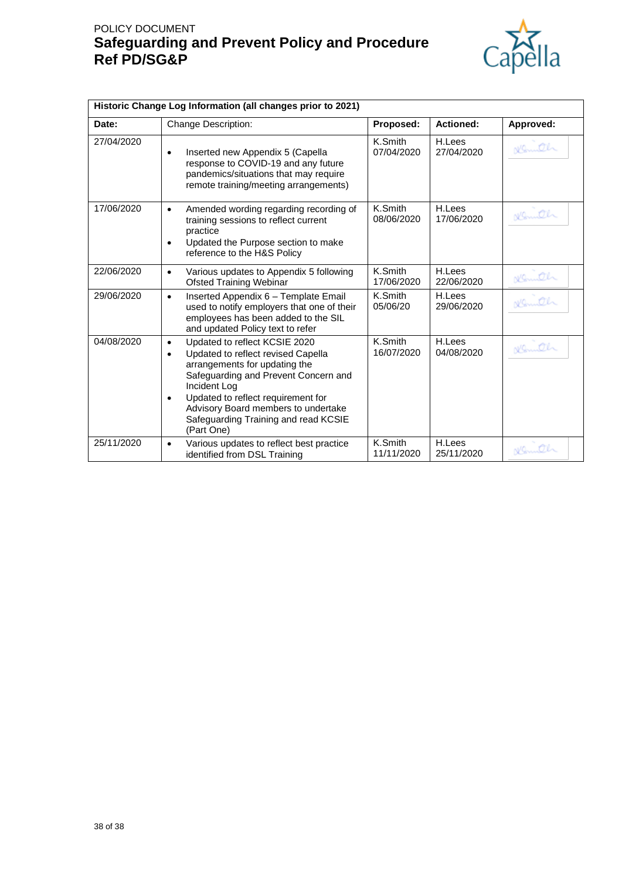| Historic Change Log Information (all changes prior to 2021) | | | | |
|---|---|---|---|---|
| **Date:** | Change Description: | **Proposed:** | **Actioned:** | **Approved:** |
| 27/04/2020 | • Inserted new Appendix 5 (Capella response to COVID-19 and any future pandemics/situations that may require remote training/meeting arrangements) | K.Smith 07/04/2020 | H.Lees 27/04/2020 | |
| 17/06/2020 | • Amended wording regarding recording of training sessions to reflect current practice<br>• Updated the Purpose section to make reference to the H&S Policy | K.Smith 08/06/2020 | H.Lees 17/06/2020 | |
| 22/06/2020 | • Various updates to Appendix 5 following Ofsted Training Webinar | K.Smith 17/06/2020 | H.Lees 22/06/2020 | |
| 29/06/2020 | • Inserted Appendix 6 – Template Email used to notify employers that one of their employees has been added to the SIL and updated Policy text to refer | K.Smith 05/06/20 | H.Lees 29/06/2020 | |
| 04/08/2020 | • Updated to reflect KCSIE 2020<br>• Updated to reflect revised Capella arrangements for updating the Safeguarding and Prevent Concern and Incident Log<br>• Updated to reflect requirement for Advisory Board members to undertake Safeguarding Training and read KCSIE (Part One) | K.Smith 16/07/2020 | H.Lees 04/08/2020 | |
| 25/11/2020 | • Various updates to reflect best practice identified from DSL Training | K.Smith 11/11/2020 | H.Lees 25/11/2020 | |